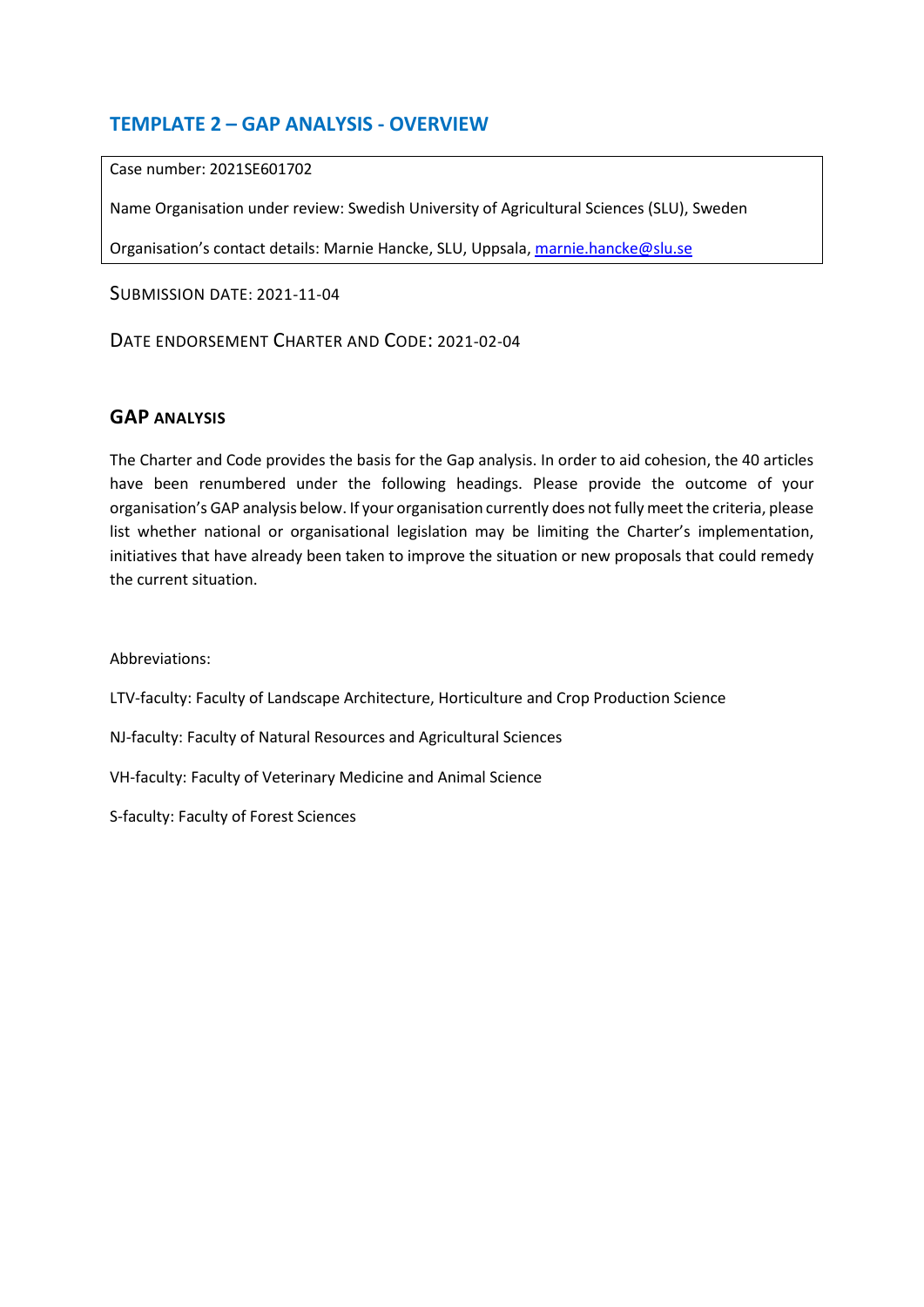## TEMPLATE 2 – GAP ANALYSIS - OVERVIEW

Case number: 2021SE601702

Name Organisation under review: Swedish University of Agricultural Sciences (SLU), Sweden

Organisation's contact details: Marnie Hancke, SLU, Uppsala, marnie.hancke@slu.se

SUBMISSION DATE: 2021-11-04

DATE ENDORSEMENT CHARTER AND CODE: 2021-02-04

### GAP ANALYSIS

The Charter and Code provides the basis for the Gap analysis. In order to aid cohesion, the 40 articles have been renumbered under the following headings. Please provide the outcome of your organisation's GAP analysis below. If your organisation currently does not fully meet the criteria, please list whether national or organisational legislation may be limiting the Charter's implementation, initiatives that have already been taken to improve the situation or new proposals that could remedy the current situation.

Abbreviations:

LTV-faculty: Faculty of Landscape Architecture, Horticulture and Crop Production Science

NJ-faculty: Faculty of Natural Resources and Agricultural Sciences

VH-faculty: Faculty of Veterinary Medicine and Animal Science

S-faculty: Faculty of Forest Sciences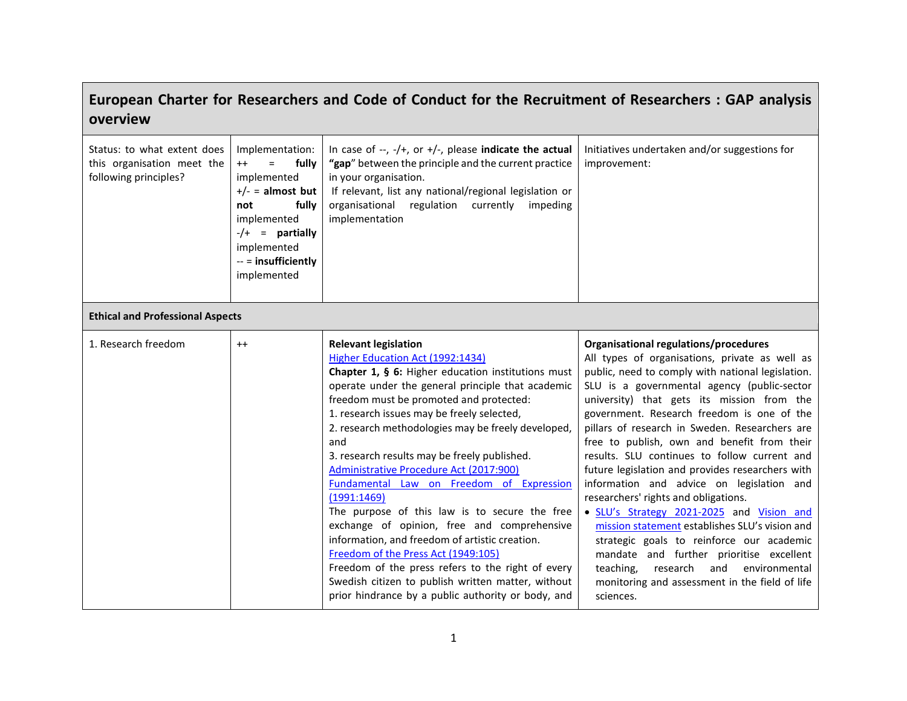| **European Charter for Researchers and Code of Conduct for the Recruitment of Researchers : GAP analysis overview** | | | |
|---|---|---|---|
| Status: to what extent does this organisation meet the following principles? | Implementation:<br>++ = **fully** implemented<br>+/- = **almost but not fully** implemented<br>-/+ = **partially** implemented<br>-- = **insufficiently** implemented | In case of --, -/+, or +/-, please **indicate the actual "gap"** between the principle and the current practice in your organisation.<br>If relevant, list any national/regional legislation or organisational regulation currently impeding implementation | Initiatives undertaken and/or suggestions for improvement: |
| **Ethical and Professional Aspects** | | | |
| 1. Research freedom | ++ | **Relevant legislation**<br>[Higher Education Act (1992:1434)]<br>**Chapter 1, § 6:** Higher education institutions must operate under the general principle that academic freedom must be promoted and protected:<br>1. research issues may be freely selected,<br>2. research methodologies may be freely developed, and<br>3. research results may be freely published.<br>[Administrative Procedure Act (2017:900)]<br>[Fundamental Law on Freedom of Expression (1991:1469)]<br>The purpose of this law is to secure the free exchange of opinion, free and comprehensive information, and freedom of artistic creation.<br>[Freedom of the Press Act (1949:105)]<br>Freedom of the press refers to the right of every Swedish citizen to publish written matter, without prior hindrance by a public authority or body, and | **Organisational regulations/procedures**<br>All types of organisations, private as well as public, need to comply with national legislation. SLU is a governmental agency (public-sector university) that gets its mission from the government. Research freedom is one of the pillars of research in Sweden. Researchers are free to publish, own and benefit from their results. SLU continues to follow current and future legislation and provides researchers with information and advice on legislation and researchers' rights and obligations.<br>• [SLU's Strategy 2021-2025] and [Vision and mission statement] establishes SLU's vision and strategic goals to reinforce our academic mandate and further prioritise excellent teaching, research and environmental monitoring and assessment in the field of life sciences. |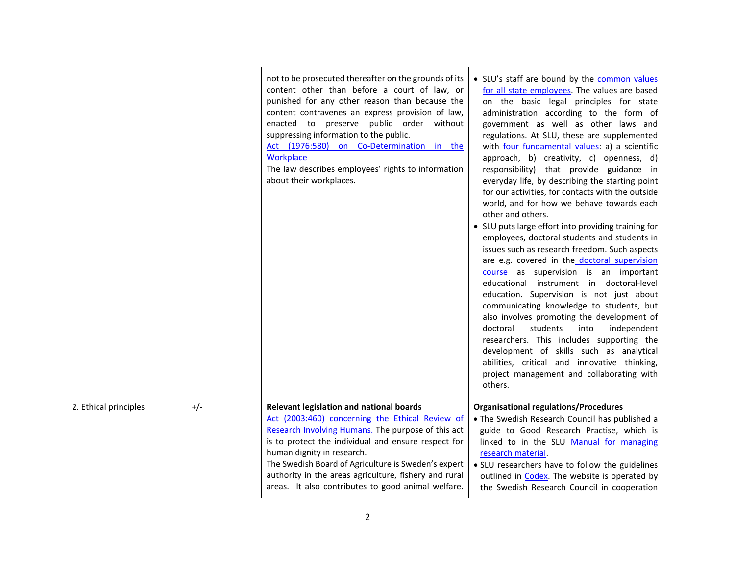| | | | |
|---|---|---|---|
| | | not to be prosecuted thereafter on the grounds of its content other than before a court of law, or punished for any other reason than because the content contravenes an express provision of law, enacted to preserve public order without suppressing information to the public.<br>Act (1976:580) on Co-Determination in the Workplace<br>The law describes employees' rights to information about their workplaces. | • SLU's staff are bound by the common values for all state employees. The values are based on the basic legal principles for state administration according to the form of government as well as other laws and regulations. At SLU, these are supplemented with four fundamental values: a) a scientific approach, b) creativity, c) openness, d) responsibility) that provide guidance in everyday life, by describing the starting point for our activities, for contacts with the outside world, and for how we behave towards each other and others.<br>• SLU puts large effort into providing training for employees, doctoral students and students in issues such as research freedom. Such aspects are e.g. covered in the doctoral supervision course as supervision is an important educational instrument in doctoral-level education. Supervision is not just about communicating knowledge to students, but also involves promoting the development of doctoral students into independent researchers. This includes supporting the development of skills such as analytical abilities, critical and innovative thinking, project management and collaborating with others. |
| 2. Ethical principles | +/- | **Relevant legislation and national boards**<br>Act (2003:460) concerning the Ethical Review of Research Involving Humans. The purpose of this act is to protect the individual and ensure respect for human dignity in research.<br>The Swedish Board of Agriculture is Sweden's expert authority in the areas agriculture, fishery and rural areas. It also contributes to good animal welfare. | **Organisational regulations/Procedures**<br>• The Swedish Research Council has published a guide to Good Research Practise, which is linked to in the SLU Manual for managing research material.<br>• SLU researchers have to follow the guidelines outlined in Codex. The website is operated by the Swedish Research Council in cooperation |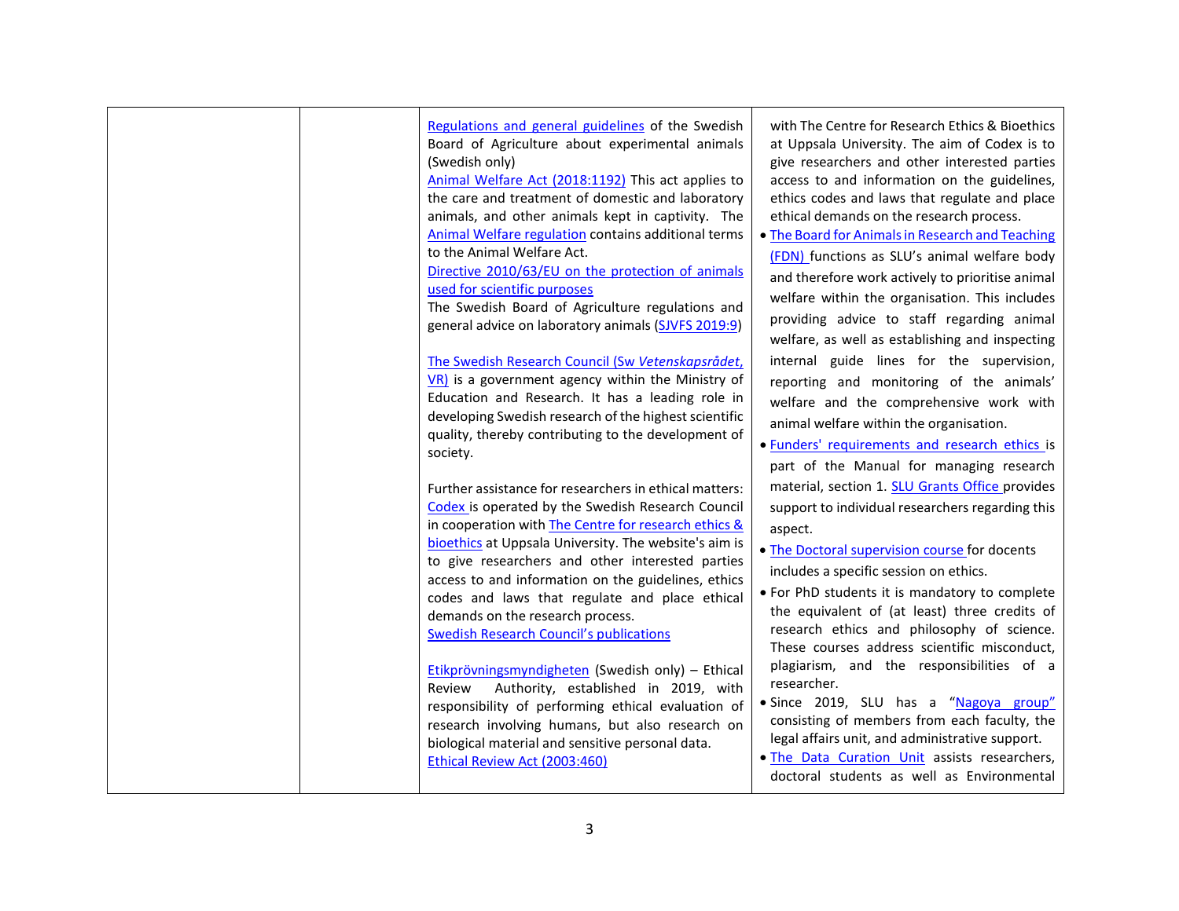| | | | |
|---|---|---|---|
| | | Regulations and general guidelines of the Swedish Board of Agriculture about experimental animals (Swedish only)<br>Animal Welfare Act (2018:1192) This act applies to the care and treatment of domestic and laboratory animals, and other animals kept in captivity. The Animal Welfare regulation contains additional terms to the Animal Welfare Act.<br>Directive 2010/63/EU on the protection of animals used for scientific purposes<br>The Swedish Board of Agriculture regulations and general advice on laboratory animals (SJVFS 2019:9)<br><br>The Swedish Research Council (Sw *Vetenskapsrådet*, VR) is a government agency within the Ministry of Education and Research. It has a leading role in developing Swedish research of the highest scientific quality, thereby contributing to the development of society.<br><br>Further assistance for researchers in ethical matters: Codex is operated by the Swedish Research Council in cooperation with The Centre for research ethics & bioethics at Uppsala University. The website's aim is to give researchers and other interested parties access to and information on the guidelines, ethics codes and laws that regulate and place ethical demands on the research process.<br>Swedish Research Council's publications<br><br>Etikprövningsmyndigheten (Swedish only) – Ethical Review Authority, established in 2019, with responsibility of performing ethical evaluation of research involving humans, but also research on biological material and sensitive personal data.<br>Ethical Review Act (2003:460) | with The Centre for Research Ethics & Bioethics at Uppsala University. The aim of Codex is to give researchers and other interested parties access to and information on the guidelines, ethics codes and laws that regulate and place ethical demands on the research process.<br>• The Board for Animals in Research and Teaching (FDN) functions as SLU's animal welfare body and therefore work actively to prioritise animal welfare within the organisation. This includes providing advice to staff regarding animal welfare, as well as establishing and inspecting internal guide lines for the supervision, reporting and monitoring of the animals' welfare and the comprehensive work with animal welfare within the organisation.<br>• Funders' requirements and research ethics is part of the Manual for managing research material, section 1. SLU Grants Office provides support to individual researchers regarding this aspect.<br>• The Doctoral supervision course for docents includes a specific session on ethics.<br>• For PhD students it is mandatory to complete the equivalent of (at least) three credits of research ethics and philosophy of science. These courses address scientific misconduct, plagiarism, and the responsibilities of a researcher.<br>• Since 2019, SLU has a "Nagoya group" consisting of members from each faculty, the legal affairs unit, and administrative support.<br>• The Data Curation Unit assists researchers, doctoral students as well as Environmental |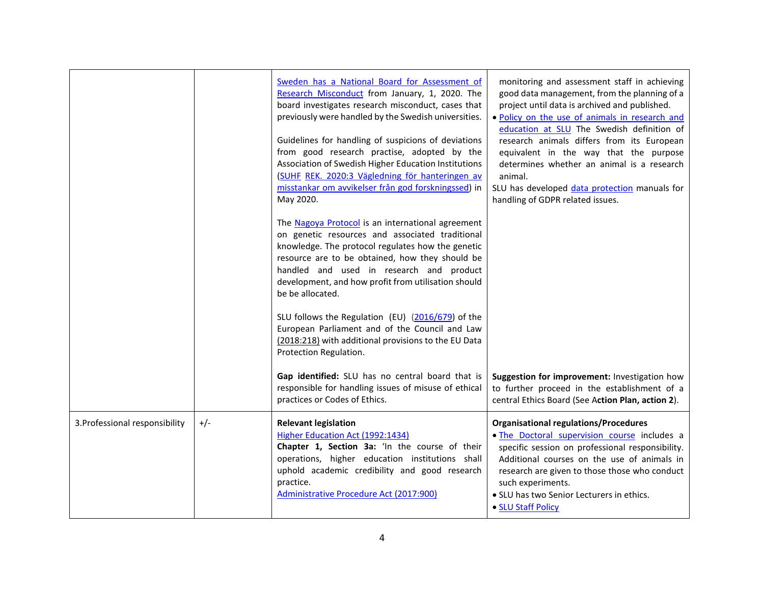| | | | |
|---|---|---|---|
| | | Sweden has a National Board for Assessment of Research Misconduct from January, 1, 2020. The board investigates research misconduct, cases that previously were handled by the Swedish universities.<br><br>Guidelines for handling of suspicions of deviations from good research practise, adopted by the Association of Swedish Higher Education Institutions (SUHF REK. 2020:3 Vägledning för hanteringen av misstankar om avvikelser från god forskningssed) in May 2020.<br><br>The Nagoya Protocol is an international agreement on genetic resources and associated traditional knowledge. The protocol regulates how the genetic resource are to be obtained, how they should be handled and used in research and product development, and how profit from utilisation should be be allocated.<br><br>SLU follows the Regulation (EU) (2016/679) of the European Parliament and of the Council and Law (2018:218) with additional provisions to the EU Data Protection Regulation.<br><br>**Gap identified:** SLU has no central board that is responsible for handling issues of misuse of ethical practices or Codes of Ethics. | monitoring and assessment staff in achieving good data management, from the planning of a project until data is archived and published.<br>• Policy on the use of animals in research and education at SLU The Swedish definition of research animals differs from its European equivalent in the way that the purpose determines whether an animal is a research animal.<br>SLU has developed data protection manuals for handling of GDPR related issues.<br><br>**Suggestion for improvement:** Investigation how to further proceed in the establishment of a central Ethics Board (See A**ction Plan, action 2**). |
| 3.Professional responsibility | +/- | **Relevant legislation**<br>Higher Education Act (1992:1434)<br>**Chapter 1, Section 3a:** 'In the course of their operations, higher education institutions shall uphold academic credibility and good research practice.<br>Administrative Procedure Act (2017:900) | **Organisational regulations/Procedures**<br>• The Doctoral supervision course includes a specific session on professional responsibility. Additional courses on the use of animals in research are given to those those who conduct such experiments.<br>• SLU has two Senior Lecturers in ethics.<br>• SLU Staff Policy |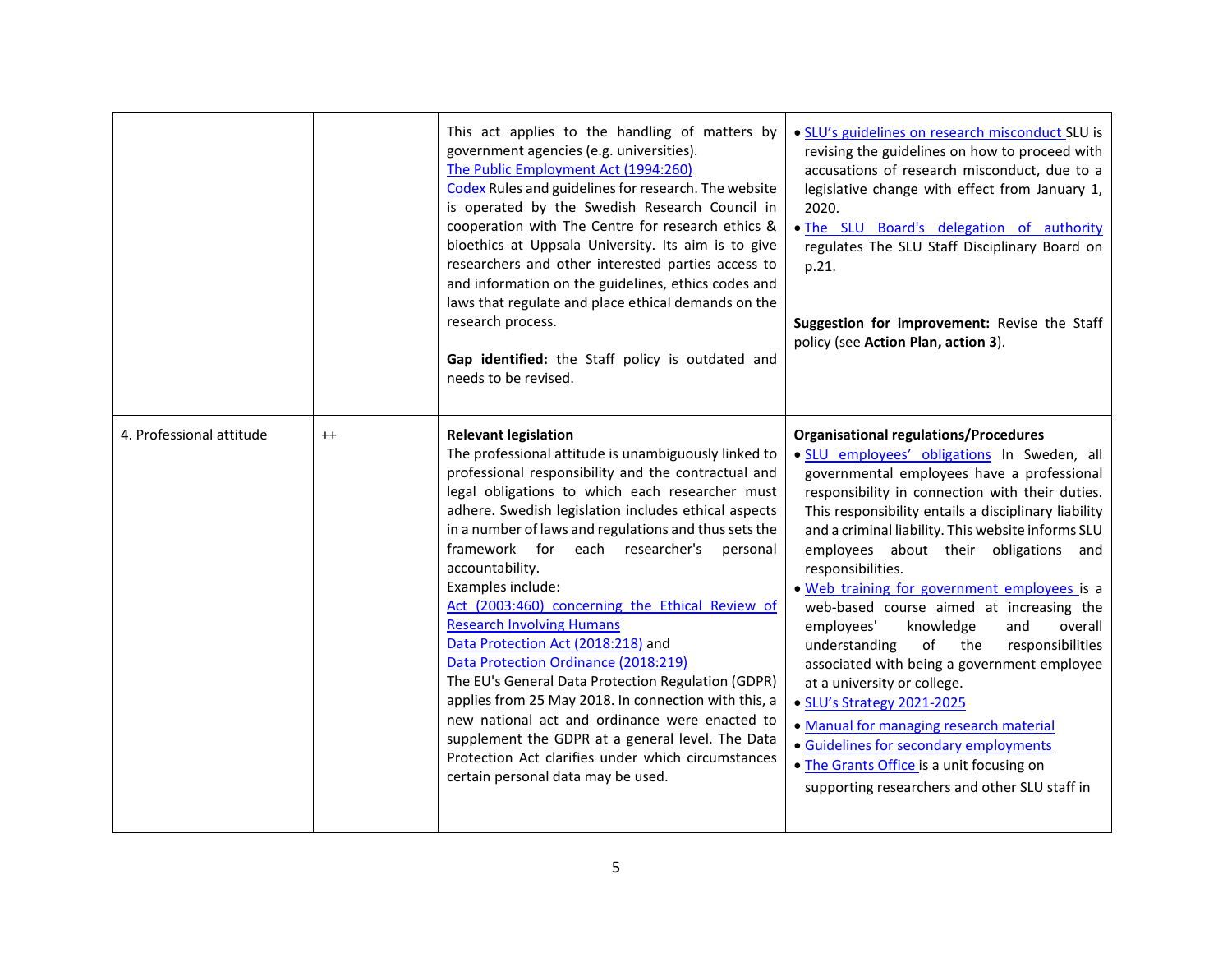|  |  |  |  |
|---|---|---|---|
|  |  | This act applies to the handling of matters by government agencies (e.g. universities).<br>The Public Employment Act (1994:260)<br>Codex Rules and guidelines for research. The website is operated by the Swedish Research Council in cooperation with The Centre for research ethics & bioethics at Uppsala University. Its aim is to give researchers and other interested parties access to and information on the guidelines, ethics codes and laws that regulate and place ethical demands on the research process.<br><br>**Gap identified:** the Staff policy is outdated and needs to be revised. | • SLU's guidelines on research misconduct SLU is revising the guidelines on how to proceed with accusations of research misconduct, due to a legislative change with effect from January 1, 2020.<br>• The SLU Board's delegation of authority regulates The SLU Staff Disciplinary Board on p.21.<br><br>**Suggestion for improvement:** Revise the Staff policy (see **Action Plan, action 3**). |
| 4. Professional attitude | ++ | **Relevant legislation**<br>The professional attitude is unambiguously linked to professional responsibility and the contractual and legal obligations to which each researcher must adhere. Swedish legislation includes ethical aspects in a number of laws and regulations and thus sets the framework for each researcher's personal accountability.<br>Examples include:<br>Act (2003:460) concerning the Ethical Review of Research Involving Humans<br>Data Protection Act (2018:218) and<br>Data Protection Ordinance (2018:219)<br>The EU's General Data Protection Regulation (GDPR) applies from 25 May 2018. In connection with this, a new national act and ordinance were enacted to supplement the GDPR at a general level. The Data Protection Act clarifies under which circumstances certain personal data may be used. | **Organisational regulations/Procedures**<br>• SLU employees' obligations In Sweden, all governmental employees have a professional responsibility in connection with their duties. This responsibility entails a disciplinary liability and a criminal liability. This website informs SLU employees about their obligations and responsibilities.<br>• Web training for government employees is a web-based course aimed at increasing the employees' knowledge and overall understanding of the responsibilities associated with being a government employee at a university or college.<br>• SLU's Strategy 2021-2025<br>• Manual for managing research material<br>• Guidelines for secondary employments<br>• The Grants Office is a unit focusing on supporting researchers and other SLU staff in |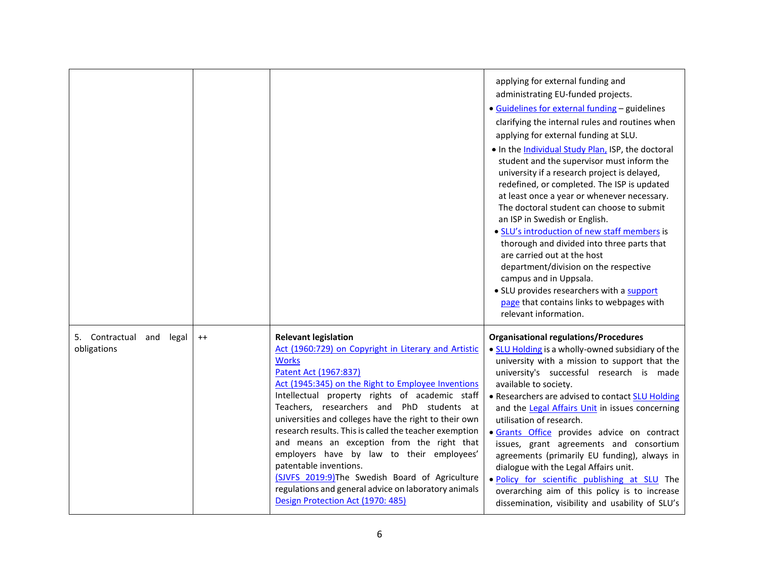| | | | |
|---|---|---|---|
| | | | applying for external funding and administrating EU-funded projects.<br>• Guidelines for external funding – guidelines clarifying the internal rules and routines when applying for external funding at SLU.<br>• In the Individual Study Plan, ISP, the doctoral student and the supervisor must inform the university if a research project is delayed, redefined, or completed. The ISP is updated at least once a year or whenever necessary. The doctoral student can choose to submit an ISP in Swedish or English.<br>• SLU's introduction of new staff members is thorough and divided into three parts that are carried out at the host department/division on the respective campus and in Uppsala.<br>• SLU provides researchers with a support page that contains links to webpages with relevant information. |
| 5. Contractual and legal obligations | ++ | **Relevant legislation**<br>Act (1960:729) on Copyright in Literary and Artistic Works<br>Patent Act (1967:837)<br>Act (1945:345) on the Right to Employee Inventions<br>Intellectual property rights of academic staff Teachers, researchers and PhD students at universities and colleges have the right to their own research results. This is called the teacher exemption and means an exception from the right that employers have by law to their employees' patentable inventions.<br>(SJVFS 2019:9)The Swedish Board of Agriculture regulations and general advice on laboratory animals<br>Design Protection Act (1970: 485) | **Organisational regulations/Procedures**<br>• SLU Holding is a wholly-owned subsidiary of the university with a mission to support that the university's successful research is made available to society.<br>• Researchers are advised to contact SLU Holding and the Legal Affairs Unit in issues concerning utilisation of research.<br>• Grants Office provides advice on contract issues, grant agreements and consortium agreements (primarily EU funding), always in dialogue with the Legal Affairs unit.<br>• Policy for scientific publishing at SLU The overarching aim of this policy is to increase dissemination, visibility and usability of SLU's |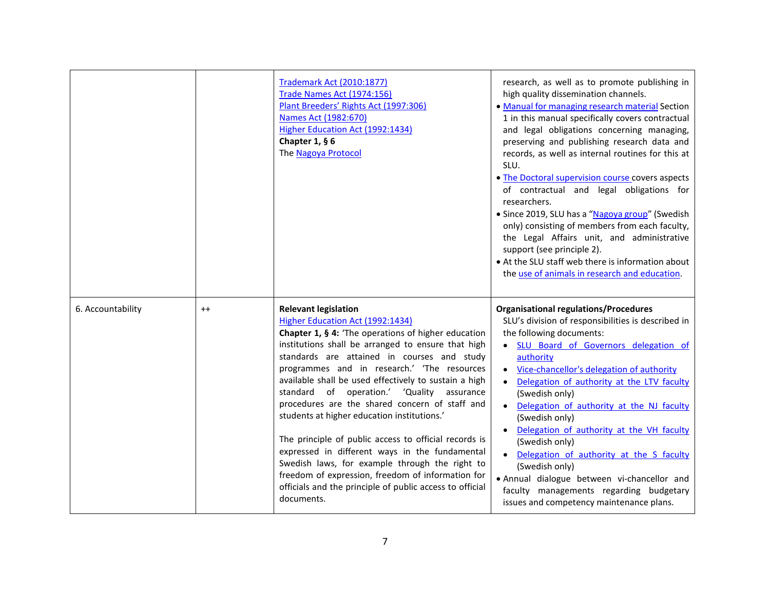| | | | |
|---|---|---|---|
| | | Trademark Act (2010:1877)<br>Trade Names Act (1974:156)<br>Plant Breeders' Rights Act (1997:306)<br>Names Act (1982:670)<br>Higher Education Act (1992:1434)<br>**Chapter 1, § 6**<br>The Nagoya Protocol | research, as well as to promote publishing in high quality dissemination channels.<br>• Manual for managing research material Section 1 in this manual specifically covers contractual and legal obligations concerning managing, preserving and publishing research data and records, as well as internal routines for this at SLU.<br>• The Doctoral supervision course covers aspects of contractual and legal obligations for researchers.<br>• Since 2019, SLU has a "Nagoya group" (Swedish only) consisting of members from each faculty, the Legal Affairs unit, and administrative support (see principle 2).<br>• At the SLU staff web there is information about the use of animals in research and education. |
| 6. Accountability | ++ | **Relevant legislation**<br>Higher Education Act (1992:1434)<br>**Chapter 1, § 4:** 'The operations of higher education institutions shall be arranged to ensure that high standards are attained in courses and study programmes and in research.' 'The resources available shall be used effectively to sustain a high standard of operation.' 'Quality assurance procedures are the shared concern of staff and students at higher education institutions.'<br><br>The principle of public access to official records is expressed in different ways in the fundamental Swedish laws, for example through the right to freedom of expression, freedom of information for officials and the principle of public access to official documents. | **Organisational regulations/Procedures**<br>SLU's division of responsibilities is described in the following documents:<br>• SLU Board of Governors delegation of authority<br>• Vice-chancellor's delegation of authority<br>• Delegation of authority at the LTV faculty (Swedish only)<br>• Delegation of authority at the NJ faculty (Swedish only)<br>• Delegation of authority at the VH faculty (Swedish only)<br>• Delegation of authority at the S faculty (Swedish only)<br>• Annual dialogue between vi-chancellor and faculty managements regarding budgetary issues and competency maintenance plans. |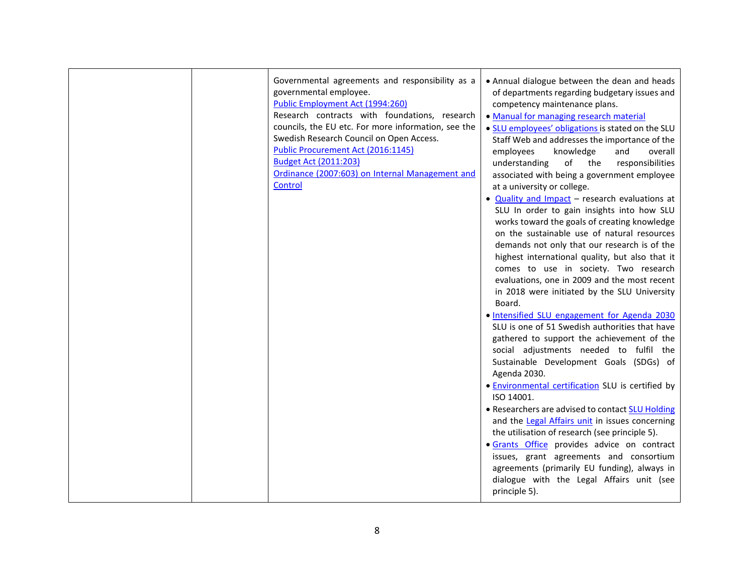| | | | |
|---|---|---|---|
| | | Governmental agreements and responsibility as a governmental employee.<br>Public Employment Act (1994:260)<br>Research contracts with foundations, research councils, the EU etc. For more information, see the Swedish Research Council on Open Access.<br>Public Procurement Act (2016:1145)<br>Budget Act (2011:203)<br>Ordinance (2007:603) on Internal Management and Control | • Annual dialogue between the dean and heads of departments regarding budgetary issues and competency maintenance plans.<br>• Manual for managing research material<br>• SLU employees' obligations is stated on the SLU Staff Web and addresses the importance of the employees knowledge and overall understanding of the responsibilities associated with being a government employee at a university or college.<br>• Quality and Impact – research evaluations at SLU In order to gain insights into how SLU works toward the goals of creating knowledge on the sustainable use of natural resources demands not only that our research is of the highest international quality, but also that it comes to use in society. Two research evaluations, one in 2009 and the most recent in 2018 were initiated by the SLU University Board.<br>• Intensified SLU engagement for Agenda 2030 SLU is one of 51 Swedish authorities that have gathered to support the achievement of the social adjustments needed to fulfil the Sustainable Development Goals (SDGs) of Agenda 2030.<br>• Environmental certification SLU is certified by ISO 14001.<br>• Researchers are advised to contact SLU Holding and the Legal Affairs unit in issues concerning the utilisation of research (see principle 5).<br>• Grants Office provides advice on contract issues, grant agreements and consortium agreements (primarily EU funding), always in dialogue with the Legal Affairs unit (see principle 5). |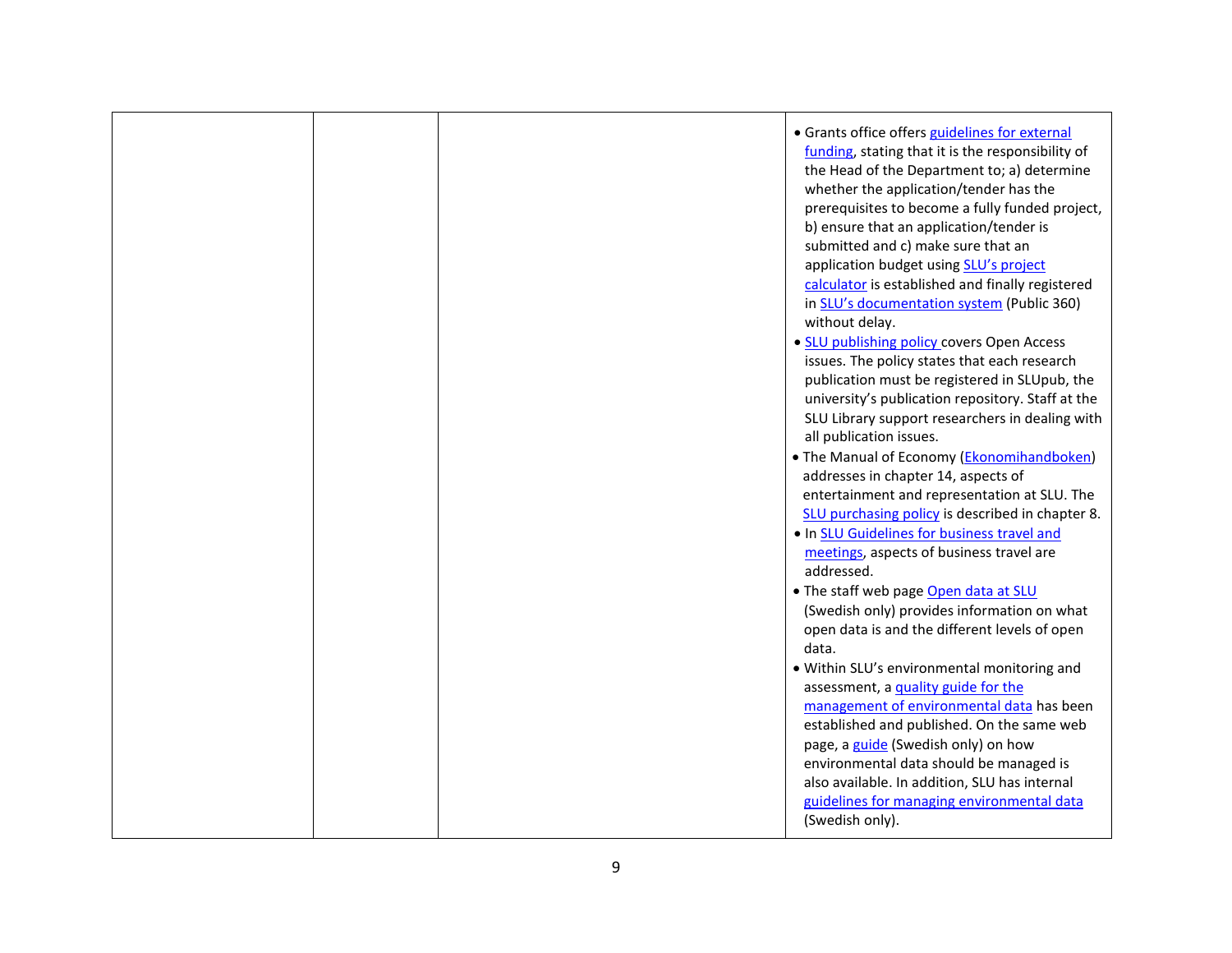|  |  |  | • Grants office offers guidelines for external funding, stating that it is the responsibility of the Head of the Department to; a) determine whether the application/tender has the prerequisites to become a fully funded project, b) ensure that an application/tender is submitted and c) make sure that an application budget using SLU's project calculator is established and finally registered in SLU's documentation system (Public 360) without delay.<br>• SLU publishing policy covers Open Access issues. The policy states that each research publication must be registered in SLUpub, the university's publication repository. Staff at the SLU Library support researchers in dealing with all publication issues.<br>• The Manual of Economy (Ekonomihandboken) addresses in chapter 14, aspects of entertainment and representation at SLU. The SLU purchasing policy is described in chapter 8.<br>• In SLU Guidelines for business travel and meetings, aspects of business travel are addressed.<br>• The staff web page Open data at SLU (Swedish only) provides information on what open data is and the different levels of open data.<br>• Within SLU's environmental monitoring and assessment, a quality guide for the management of environmental data has been established and published. On the same web page, a guide (Swedish only) on how environmental data should be managed is also available. In addition, SLU has internal guidelines for managing environmental data (Swedish only). |
|---|---|---|---|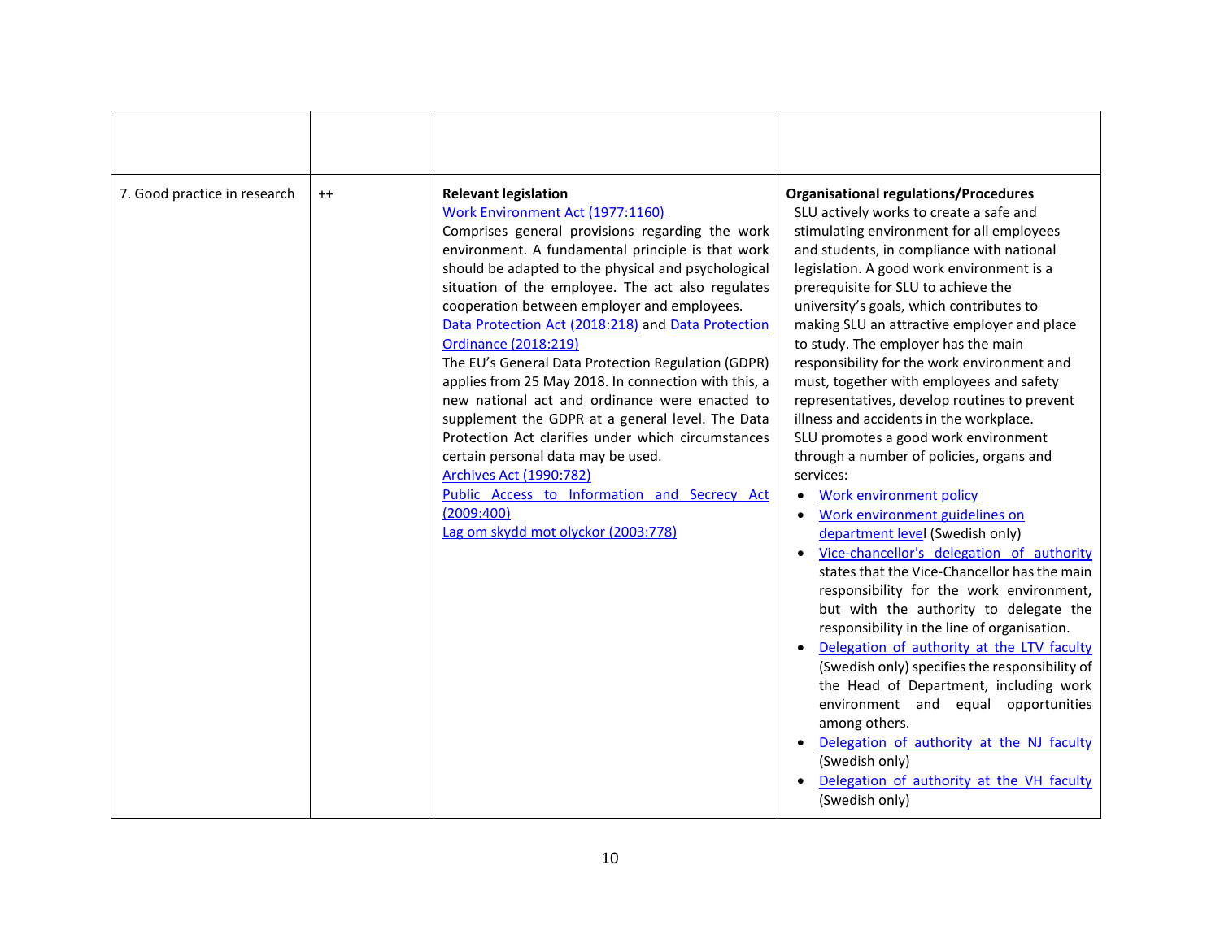| | | | |
|---|---|---|---|
| 7. Good practice in research | ++ | **Relevant legislation**<br>Work Environment Act (1977:1160)<br>Comprises general provisions regarding the work environment. A fundamental principle is that work should be adapted to the physical and psychological situation of the employee. The act also regulates cooperation between employer and employees.<br>Data Protection Act (2018:218) and Data Protection Ordinance (2018:219)<br>The EU's General Data Protection Regulation (GDPR) applies from 25 May 2018. In connection with this, a new national act and ordinance were enacted to supplement the GDPR at a general level. The Data Protection Act clarifies under which circumstances certain personal data may be used.<br>Archives Act (1990:782)<br>Public Access to Information and Secrecy Act (2009:400)<br>Lag om skydd mot olyckor (2003:778) | **Organisational regulations/Procedures**<br>SLU actively works to create a safe and stimulating environment for all employees and students, in compliance with national legislation. A good work environment is a prerequisite for SLU to achieve the university's goals, which contributes to making SLU an attractive employer and place to study. The employer has the main responsibility for the work environment and must, together with employees and safety representatives, develop routines to prevent illness and accidents in the workplace.<br>SLU promotes a good work environment through a number of policies, organs and services:<br>• Work environment policy<br>• Work environment guidelines on department level (Swedish only)<br>• Vice-chancellor's delegation of authority states that the Vice-Chancellor has the main responsibility for the work environment, but with the authority to delegate the responsibility in the line of organisation.<br>• Delegation of authority at the LTV faculty (Swedish only) specifies the responsibility of the Head of Department, including work environment and equal opportunities among others.<br>• Delegation of authority at the NJ faculty (Swedish only)<br>• Delegation of authority at the VH faculty (Swedish only) |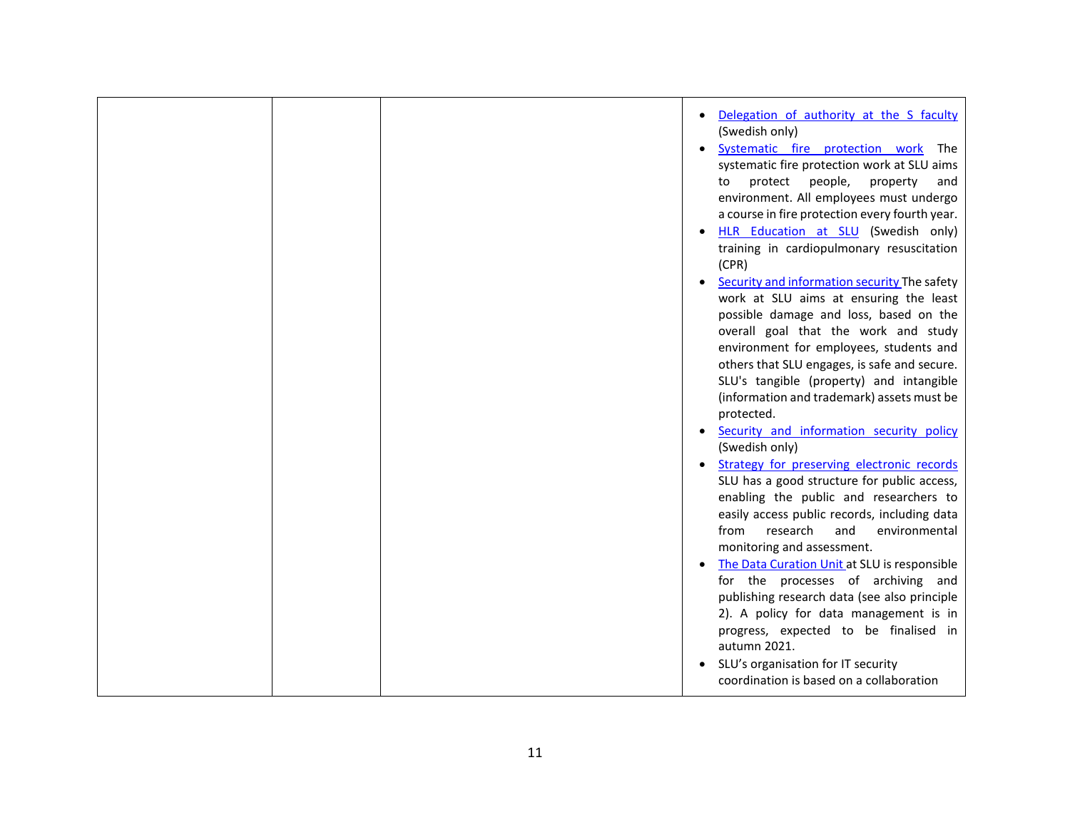|  |  |  |  |
|---|---|---|---|
|  |  |  | • Delegation of authority at the S faculty (Swedish only)<br>• Systematic fire protection work The systematic fire protection work at SLU aims to protect people, property and environment. All employees must undergo a course in fire protection every fourth year.<br>• HLR Education at SLU (Swedish only) training in cardiopulmonary resuscitation (CPR)<br>• Security and information security The safety work at SLU aims at ensuring the least possible damage and loss, based on the overall goal that the work and study environment for employees, students and others that SLU engages, is safe and secure. SLU's tangible (property) and intangible (information and trademark) assets must be protected.<br>• Security and information security policy (Swedish only)<br>• Strategy for preserving electronic records SLU has a good structure for public access, enabling the public and researchers to easily access public records, including data from research and environmental monitoring and assessment.<br>• The Data Curation Unit at SLU is responsible for the processes of archiving and publishing research data (see also principle 2). A policy for data management is in progress, expected to be finalised in autumn 2021.<br>• SLU's organisation for IT security coordination is based on a collaboration |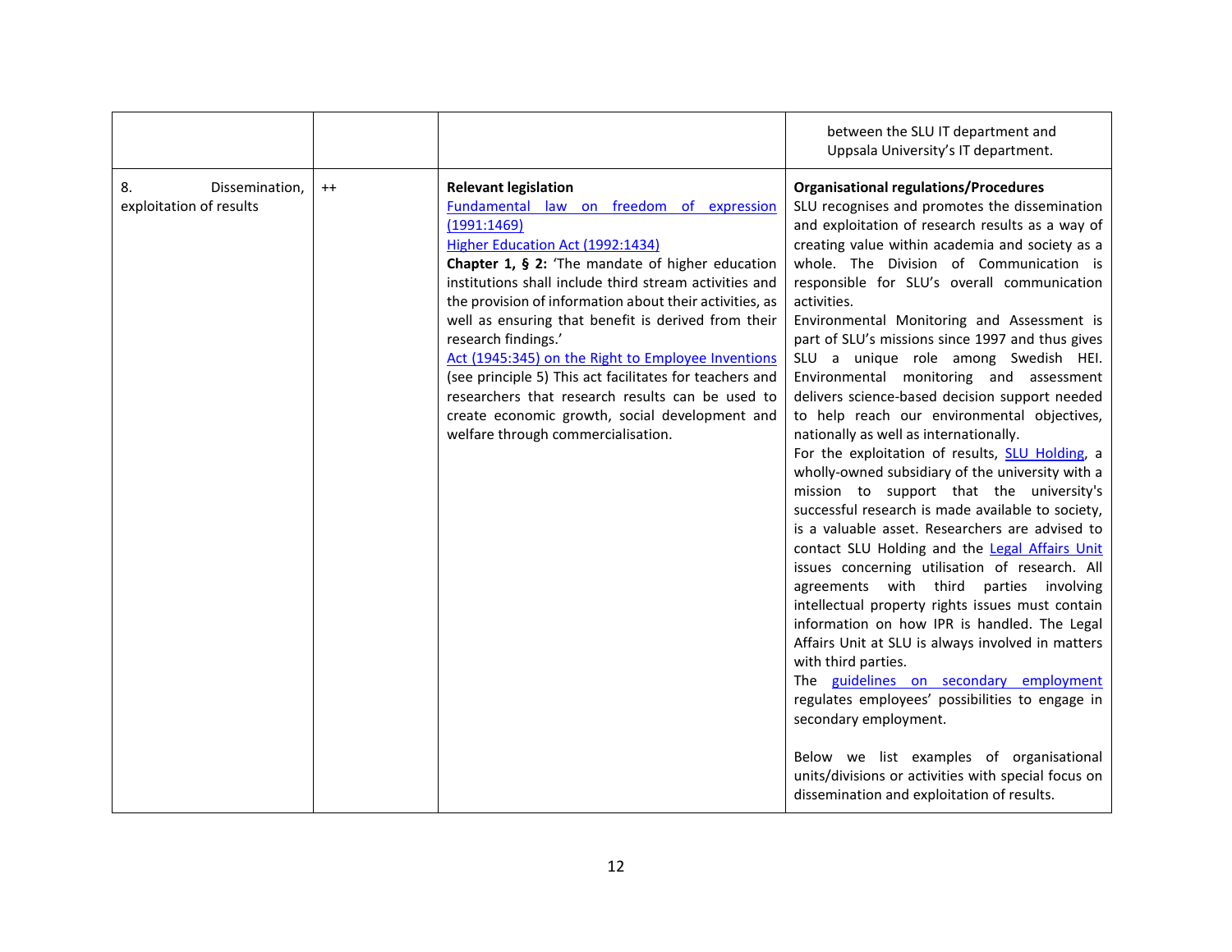| | | | |
|---|---|---|---|
| | | | between the SLU IT department and Uppsala University's IT department. |
| 8. Dissemination, exploitation of results | ++ | **Relevant legislation**<br>Fundamental law on freedom of expression (1991:1469)<br>Higher Education Act (1992:1434)<br>**Chapter 1, § 2:** 'The mandate of higher education institutions shall include third stream activities and the provision of information about their activities, as well as ensuring that benefit is derived from their research findings.'<br>Act (1945:345) on the Right to Employee Inventions (see principle 5) This act facilitates for teachers and researchers that research results can be used to create economic growth, social development and welfare through commercialisation. | **Organisational regulations/Procedures**<br>SLU recognises and promotes the dissemination and exploitation of research results as a way of creating value within academia and society as a whole. The Division of Communication is responsible for SLU's overall communication activities.<br>Environmental Monitoring and Assessment is part of SLU's missions since 1997 and thus gives SLU a unique role among Swedish HEI. Environmental monitoring and assessment delivers science-based decision support needed to help reach our environmental objectives, nationally as well as internationally.<br>For the exploitation of results, SLU Holding, a wholly-owned subsidiary of the university with a mission to support that the university's successful research is made available to society, is a valuable asset. Researchers are advised to contact SLU Holding and the Legal Affairs Unit issues concerning utilisation of research. All agreements with third parties involving intellectual property rights issues must contain information on how IPR is handled. The Legal Affairs Unit at SLU is always involved in matters with third parties.<br>The guidelines on secondary employment regulates employees' possibilities to engage in secondary employment.<br><br>Below we list examples of organisational units/divisions or activities with special focus on dissemination and exploitation of results. |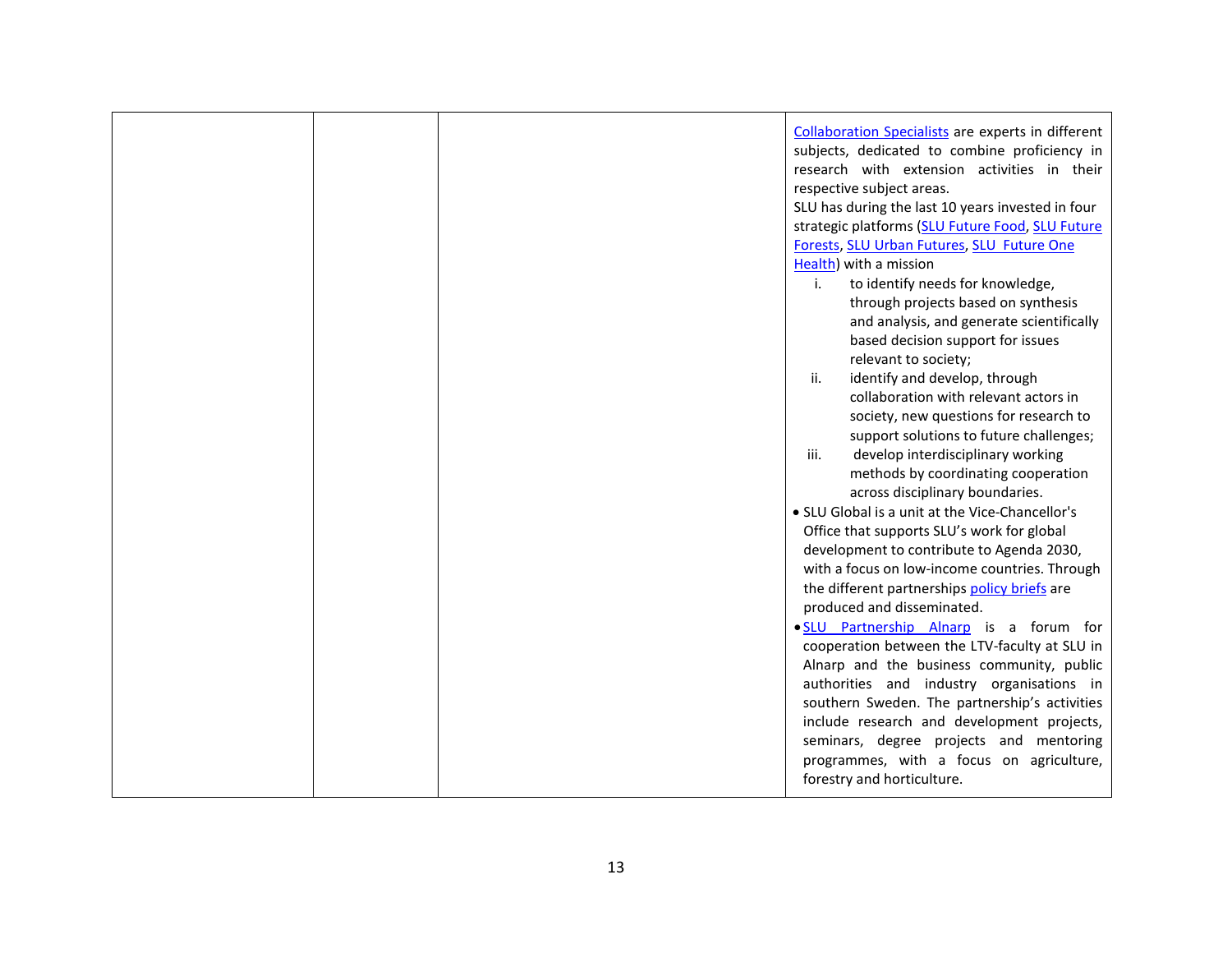| | | | Collaboration Specialists are experts in different subjects, dedicated to combine proficiency in research with extension activities in their respective subject areas.<br>SLU has during the last 10 years invested in four strategic platforms (SLU Future Food, SLU Future Forests, SLU Urban Futures, SLU Future One Health) with a mission<br>i. to identify needs for knowledge, through projects based on synthesis and analysis, and generate scientifically based decision support for issues relevant to society;<br>ii. identify and develop, through collaboration with relevant actors in society, new questions for research to support solutions to future challenges;<br>iii. develop interdisciplinary working methods by coordinating cooperation across disciplinary boundaries.<br>• SLU Global is a unit at the Vice-Chancellor's Office that supports SLU's work for global development to contribute to Agenda 2030, with a focus on low-income countries. Through the different partnerships policy briefs are produced and disseminated.<br>• SLU Partnership Alnarp is a forum for cooperation between the LTV-faculty at SLU in Alnarp and the business community, public authorities and industry organisations in southern Sweden. The partnership's activities include research and development projects, seminars, degree projects and mentoring programmes, with a focus on agriculture, forestry and horticulture. |
|---|---|---|---|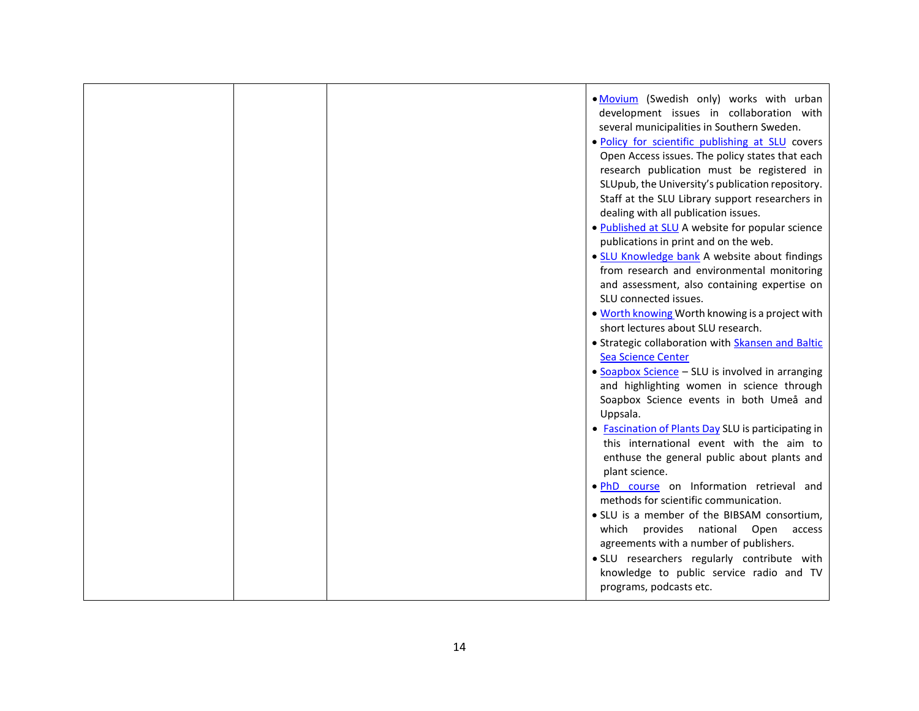|  |  |  | • Movium (Swedish only) works with urban development issues in collaboration with several municipalities in Southern Sweden.<br>• Policy for scientific publishing at SLU covers Open Access issues. The policy states that each research publication must be registered in SLUpub, the University's publication repository. Staff at the SLU Library support researchers in dealing with all publication issues.<br>• Published at SLU A website for popular science publications in print and on the web.<br>• SLU Knowledge bank A website about findings from research and environmental monitoring and assessment, also containing expertise on SLU connected issues.<br>• Worth knowing Worth knowing is a project with short lectures about SLU research.<br>• Strategic collaboration with Skansen and Baltic Sea Science Center<br>• Soapbox Science – SLU is involved in arranging and highlighting women in science through Soapbox Science events in both Umeå and Uppsala.<br>• Fascination of Plants Day SLU is participating in this international event with the aim to enthuse the general public about plants and plant science.<br>• PhD course on Information retrieval and methods for scientific communication.<br>• SLU is a member of the BIBSAM consortium, which provides national Open access agreements with a number of publishers.<br>• SLU researchers regularly contribute with knowledge to public service radio and TV programs, podcasts etc. |
|---|---|---|---|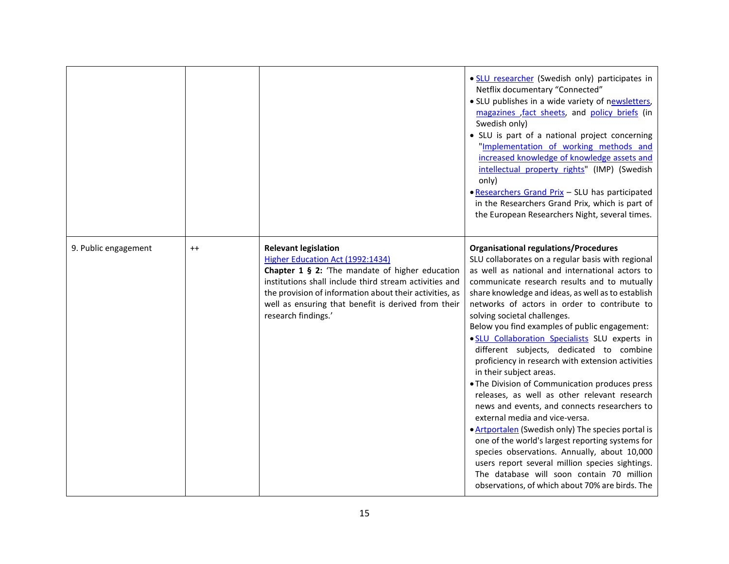| | | | |
|---|---|---|---|
| | | | • SLU researcher (Swedish only) participates in Netflix documentary "Connected"<br>• SLU publishes in a wide variety of newsletters, magazines ,fact sheets, and policy briefs (in Swedish only)<br>• SLU is part of a national project concerning "Implementation of working methods and increased knowledge of knowledge assets and intellectual property rights" (IMP) (Swedish only)<br>• Researchers Grand Prix – SLU has participated in the Researchers Grand Prix, which is part of the European Researchers Night, several times. |
| 9. Public engagement | ++ | **Relevant legislation**<br>Higher Education Act (1992:1434)<br>**Chapter 1 § 2:** 'The mandate of higher education institutions shall include third stream activities and the provision of information about their activities, as well as ensuring that benefit is derived from their research findings.' | **Organisational regulations/Procedures**<br>SLU collaborates on a regular basis with regional as well as national and international actors to communicate research results and to mutually share knowledge and ideas, as well as to establish networks of actors in order to contribute to solving societal challenges.<br>Below you find examples of public engagement:<br>• SLU Collaboration Specialists SLU experts in different subjects, dedicated to combine proficiency in research with extension activities in their subject areas.<br>• The Division of Communication produces press releases, as well as other relevant research news and events, and connects researchers to external media and vice-versa.<br>• Artportalen (Swedish only) The species portal is one of the world's largest reporting systems for species observations. Annually, about 10,000 users report several million species sightings. The database will soon contain 70 million observations, of which about 70% are birds. The |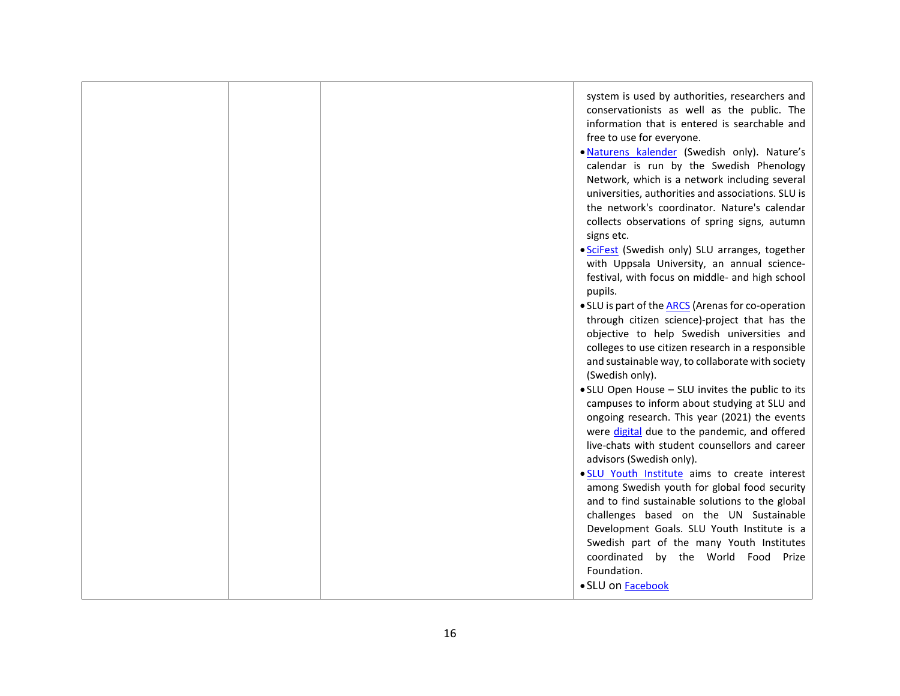| | | | |
|---|---|---|---|
| | | | system is used by authorities, researchers and conservationists as well as the public. The information that is entered is searchable and free to use for everyone. <br>• Naturens kalender (Swedish only). Nature's calendar is run by the Swedish Phenology Network, which is a network including several universities, authorities and associations. SLU is the network's coordinator. Nature's calendar collects observations of spring signs, autumn signs etc. <br>• SciFest (Swedish only) SLU arranges, together with Uppsala University, an annual science-festival, with focus on middle- and high school pupils. <br>• SLU is part of the ARCS (Arenas for co-operation through citizen science)-project that has the objective to help Swedish universities and colleges to use citizen research in a responsible and sustainable way, to collaborate with society (Swedish only). <br>• SLU Open House – SLU invites the public to its campuses to inform about studying at SLU and ongoing research. This year (2021) the events were digital due to the pandemic, and offered live-chats with student counsellors and career advisors (Swedish only). <br>• SLU Youth Institute aims to create interest among Swedish youth for global food security and to find sustainable solutions to the global challenges based on the UN Sustainable Development Goals. SLU Youth Institute is a Swedish part of the many Youth Institutes coordinated by the World Food Prize Foundation. <br>• SLU on Facebook |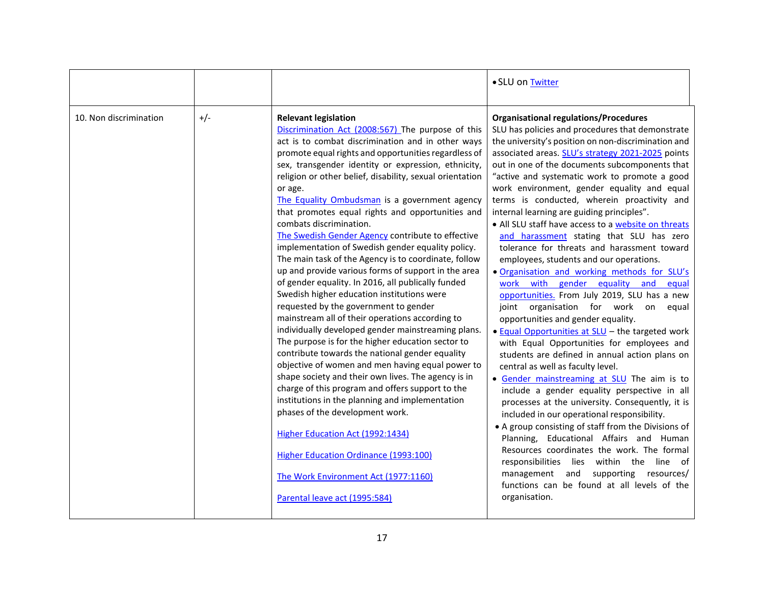| | | | • SLU on Twitter |
|---|---|---|---|
| 10. Non discrimination | +/- | **Relevant legislation**<br>Discrimination Act (2008:567) The purpose of this act is to combat discrimination and in other ways promote equal rights and opportunities regardless of sex, transgender identity or expression, ethnicity, religion or other belief, disability, sexual orientation or age.<br>The Equality Ombudsman is a government agency that promotes equal rights and opportunities and combats discrimination.<br>The Swedish Gender Agency contribute to effective implementation of Swedish gender equality policy. The main task of the Agency is to coordinate, follow up and provide various forms of support in the area of gender equality. In 2016, all publically funded Swedish higher education institutions were requested by the government to gender mainstream all of their operations according to individually developed gender mainstreaming plans. The purpose is for the higher education sector to contribute towards the national gender equality objective of women and men having equal power to shape society and their own lives. The agency is in charge of this program and offers support to the institutions in the planning and implementation phases of the development work.<br><br>Higher Education Act (1992:1434)<br><br>Higher Education Ordinance (1993:100)<br><br>The Work Environment Act (1977:1160)<br><br>Parental leave act (1995:584) | **Organisational regulations/Procedures**<br>SLU has policies and procedures that demonstrate the university's position on non-discrimination and associated areas. SLU's strategy 2021-2025 points out in one of the documents subcomponents that "active and systematic work to promote a good work environment, gender equality and equal terms is conducted, wherein proactivity and internal learning are guiding principles".<br>• All SLU staff have access to a website on threats and harassment stating that SLU has zero tolerance for threats and harassment toward employees, students and our operations.<br>• Organisation and working methods for SLU's work with gender equality and equal opportunities. From July 2019, SLU has a new joint organisation for work on equal opportunities and gender equality.<br>• Equal Opportunities at SLU – the targeted work with Equal Opportunities for employees and students are defined in annual action plans on central as well as faculty level.<br>• Gender mainstreaming at SLU The aim is to include a gender equality perspective in all processes at the university. Consequently, it is included in our operational responsibility.<br>• A group consisting of staff from the Divisions of Planning, Educational Affairs and Human Resources coordinates the work. The formal responsibilities lies within the line of management and supporting resources/ functions can be found at all levels of the organisation. |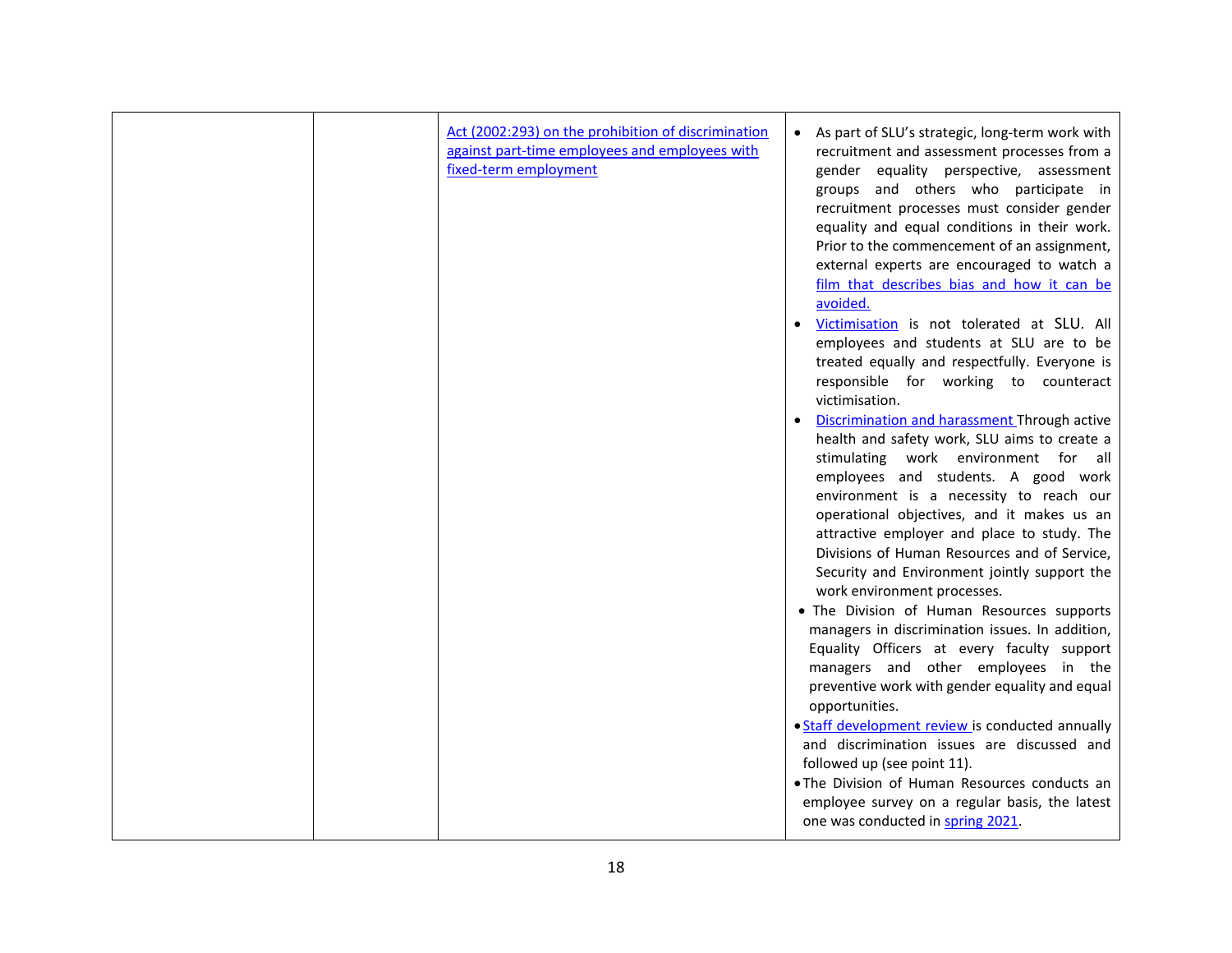| | | | |
|---|---|---|---|
| | | Act (2002:293) on the prohibition of discrimination against part-time employees and employees with fixed-term employment | • As part of SLU's strategic, long-term work with recruitment and assessment processes from a gender equality perspective, assessment groups and others who participate in recruitment processes must consider gender equality and equal conditions in their work. Prior to the commencement of an assignment, external experts are encouraged to watch a film that describes bias and how it can be avoided.<br>• Victimisation is not tolerated at SLU. All employees and students at SLU are to be treated equally and respectfully. Everyone is responsible for working to counteract victimisation.<br>• Discrimination and harassment Through active health and safety work, SLU aims to create a stimulating work environment for all employees and students. A good work environment is a necessity to reach our operational objectives, and it makes us an attractive employer and place to study. The Divisions of Human Resources and of Service, Security and Environment jointly support the work environment processes.<br>• The Division of Human Resources supports managers in discrimination issues. In addition, Equality Officers at every faculty support managers and other employees in the preventive work with gender equality and equal opportunities.<br>• Staff development review is conducted annually and discrimination issues are discussed and followed up (see point 11).<br>• The Division of Human Resources conducts an employee survey on a regular basis, the latest one was conducted in spring 2021. |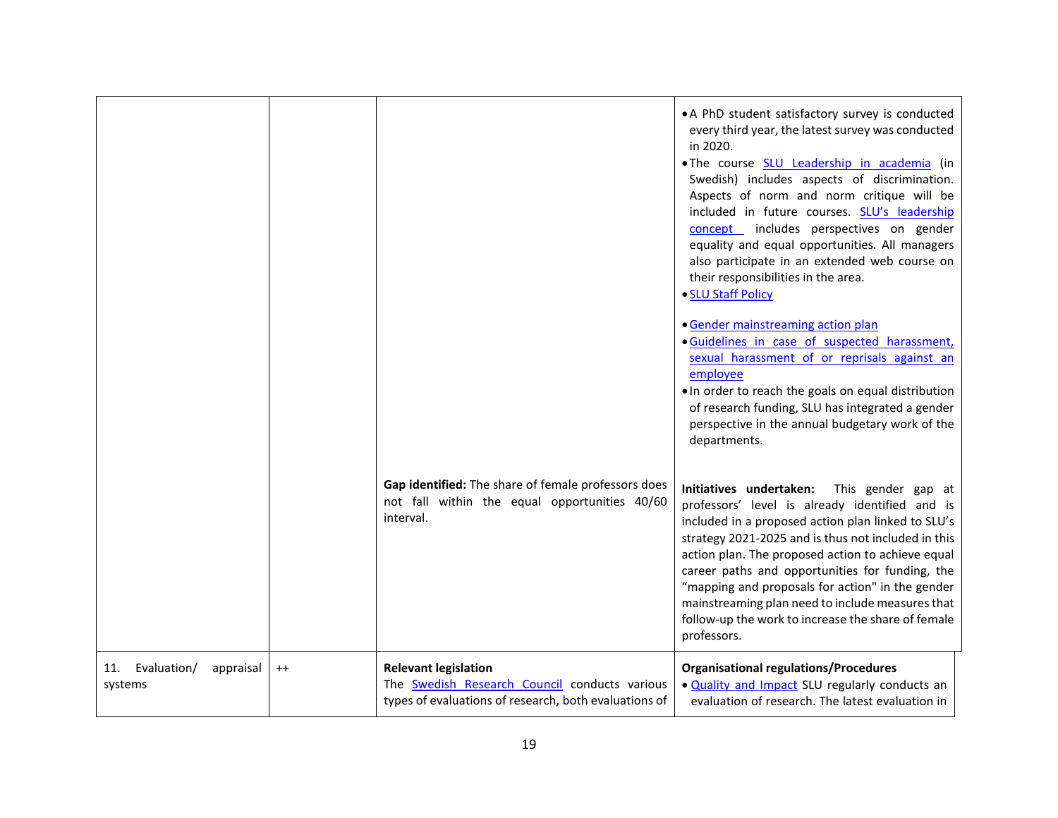| | | | |
|---|---|---|---|
| | | | • A PhD student satisfactory survey is conducted every third year, the latest survey was conducted in 2020.<br>• The course SLU Leadership in academia (in Swedish) includes aspects of discrimination. Aspects of norm and norm critique will be included in future courses. SLU's leadership concept includes perspectives on gender equality and equal opportunities. All managers also participate in an extended web course on their responsibilities in the area.<br>• SLU Staff Policy<br><br>• Gender mainstreaming action plan<br>• Guidelines in case of suspected harassment, sexual harassment of or reprisals against an employee<br>• In order to reach the goals on equal distribution of research funding, SLU has integrated a gender perspective in the annual budgetary work of the departments. |
| | | **Gap identified:** The share of female professors does not fall within the equal opportunities 40/60 interval. | **Initiatives undertaken:** This gender gap at professors' level is already identified and is included in a proposed action plan linked to SLU's strategy 2021-2025 and is thus not included in this action plan. The proposed action to achieve equal career paths and opportunities for funding, the "mapping and proposals for action" in the gender mainstreaming plan need to include measures that follow-up the work to increase the share of female professors. |
| 11. Evaluation/ appraisal systems | ++ | **Relevant legislation**<br>The Swedish Research Council conducts various types of evaluations of research, both evaluations of | **Organisational regulations/Procedures**<br>• Quality and Impact SLU regularly conducts an evaluation of research. The latest evaluation in |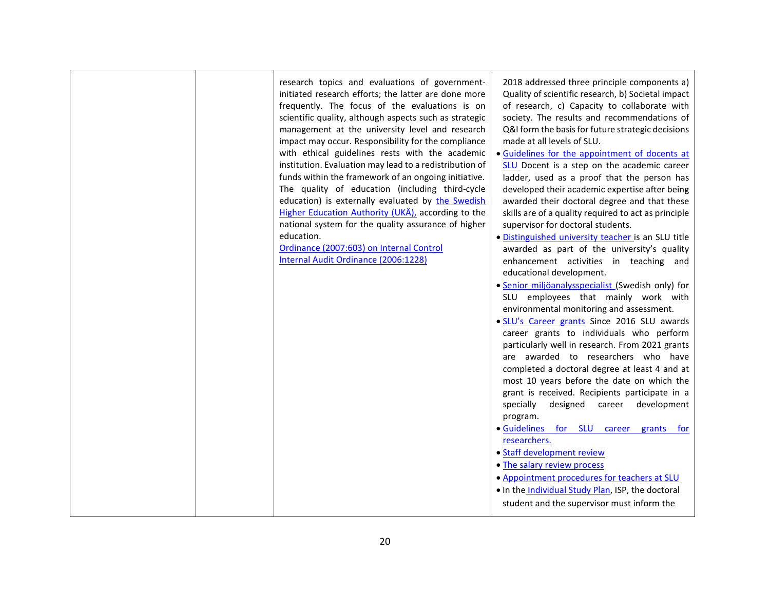|  |  | research topics and evaluations of government-initiated research efforts; the latter are done more frequently. The focus of the evaluations is on scientific quality, although aspects such as strategic management at the university level and research impact may occur. Responsibility for the compliance with ethical guidelines rests with the academic institution. Evaluation may lead to a redistribution of funds within the framework of an ongoing initiative. The quality of education (including third-cycle education) is externally evaluated by the Swedish Higher Education Authority (UKÄ), according to the national system for the quality assurance of higher education.<br>Ordinance (2007:603) on Internal Control<br>Internal Audit Ordinance (2006:1228) | 2018 addressed three principle components a) Quality of scientific research, b) Societal impact of research, c) Capacity to collaborate with society. The results and recommendations of Q&I form the basis for future strategic decisions made at all levels of SLU.<br>• Guidelines for the appointment of docents at SLU Docent is a step on the academic career ladder, used as a proof that the person has developed their academic expertise after being awarded their doctoral degree and that these skills are of a quality required to act as principle supervisor for doctoral students.<br>• Distinguished university teacher is an SLU title awarded as part of the university's quality enhancement activities in teaching and educational development.<br>• Senior miljöanalysspecialist (Swedish only) for SLU employees that mainly work with environmental monitoring and assessment.<br>• SLU's Career grants Since 2016 SLU awards career grants to individuals who perform particularly well in research. From 2021 grants are awarded to researchers who have completed a doctoral degree at least 4 and at most 10 years before the date on which the grant is received. Recipients participate in a specially designed career development program.<br>• Guidelines for SLU career grants for researchers.<br>• Staff development review<br>• The salary review process<br>• Appointment procedures for teachers at SLU<br>• In the Individual Study Plan, ISP, the doctoral student and the supervisor must inform the |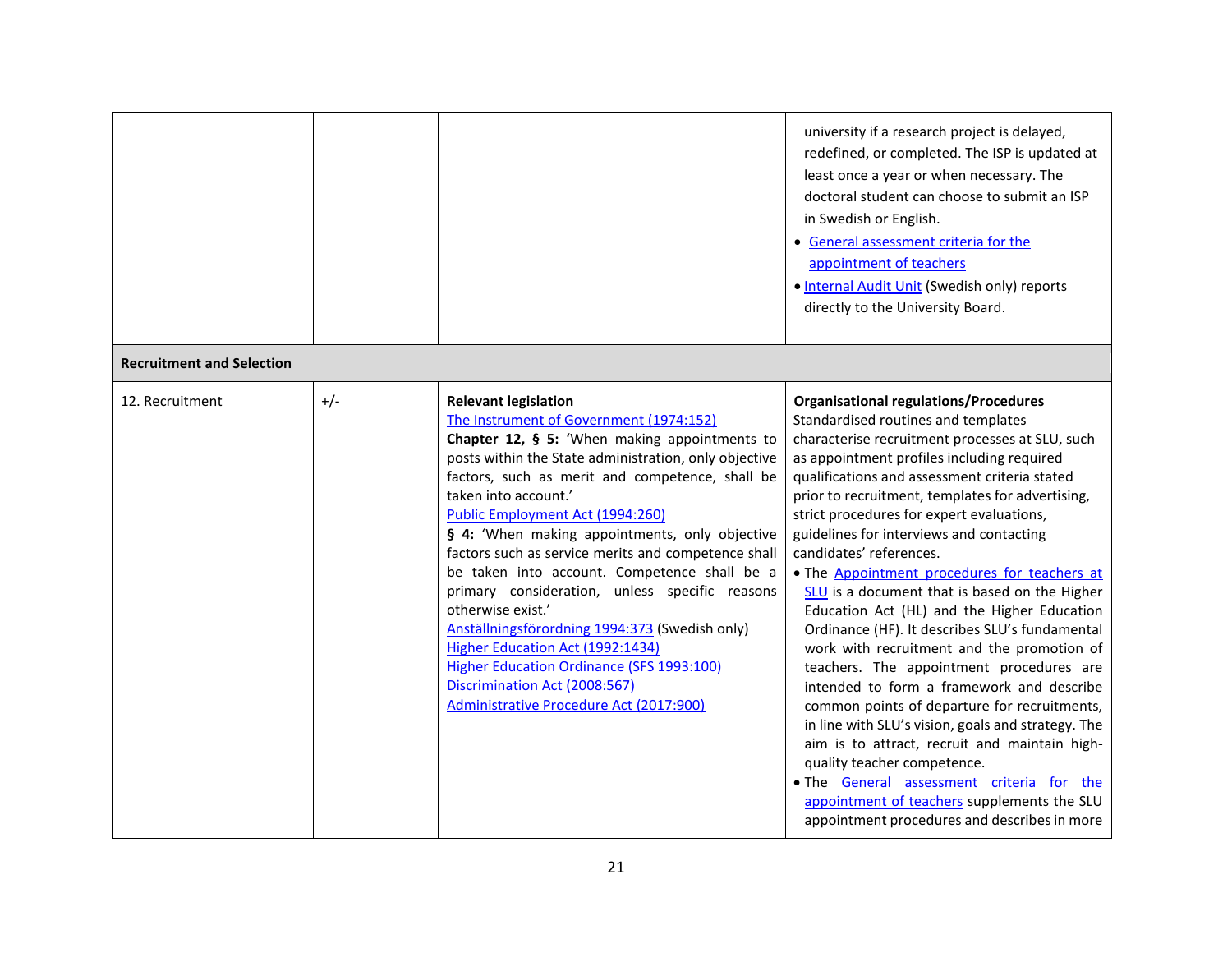| | | | |
|---|---|---|---|
| | | | university if a research project is delayed, redefined, or completed. The ISP is updated at least once a year or when necessary. The doctoral student can choose to submit an ISP in Swedish or English.<br>• General assessment criteria for the appointment of teachers<br>• Internal Audit Unit (Swedish only) reports directly to the University Board. |
| **Recruitment and Selection** | | | |
| 12. Recruitment | +/- | **Relevant legislation**<br>The Instrument of Government (1974:152)<br>**Chapter 12, § 5:** 'When making appointments to posts within the State administration, only objective factors, such as merit and competence, shall be taken into account.'<br>Public Employment Act (1994:260)<br>**§ 4:** 'When making appointments, only objective factors such as service merits and competence shall be taken into account. Competence shall be a primary consideration, unless specific reasons otherwise exist.'<br>Anställningsförordning 1994:373 (Swedish only)<br>Higher Education Act (1992:1434)<br>Higher Education Ordinance (SFS 1993:100)<br>Discrimination Act (2008:567)<br>Administrative Procedure Act (2017:900) | **Organisational regulations/Procedures**<br>Standardised routines and templates characterise recruitment processes at SLU, such as appointment profiles including required qualifications and assessment criteria stated prior to recruitment, templates for advertising, strict procedures for expert evaluations, guidelines for interviews and contacting candidates' references.<br>• The Appointment procedures for teachers at SLU is a document that is based on the Higher Education Act (HL) and the Higher Education Ordinance (HF). It describes SLU's fundamental work with recruitment and the promotion of teachers. The appointment procedures are intended to form a framework and describe common points of departure for recruitments, in line with SLU's vision, goals and strategy. The aim is to attract, recruit and maintain high-quality teacher competence.<br>• The General assessment criteria for the appointment of teachers supplements the SLU appointment procedures and describes in more |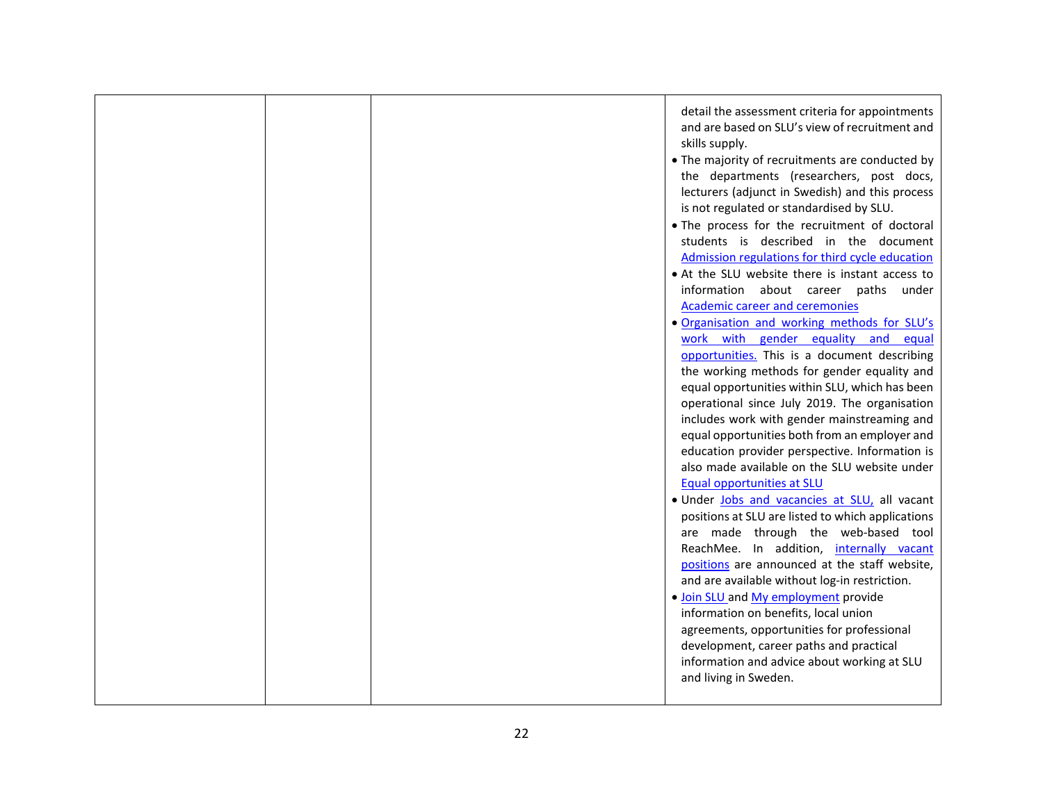| | | | |
|---|---|---|---|
| | | | detail the assessment criteria for appointments and are based on SLU's view of recruitment and skills supply.<br>• The majority of recruitments are conducted by the departments (researchers, post docs, lecturers (adjunct in Swedish) and this process is not regulated or standardised by SLU.<br>• The process for the recruitment of doctoral students is described in the document Admission regulations for third cycle education<br>• At the SLU website there is instant access to information about career paths under Academic career and ceremonies<br>• Organisation and working methods for SLU's work with gender equality and equal opportunities. This is a document describing the working methods for gender equality and equal opportunities within SLU, which has been operational since July 2019. The organisation includes work with gender mainstreaming and equal opportunities both from an employer and education provider perspective. Information is also made available on the SLU website under Equal opportunities at SLU<br>• Under Jobs and vacancies at SLU, all vacant positions at SLU are listed to which applications are made through the web-based tool ReachMee. In addition, internally vacant positions are announced at the staff website, and are available without log-in restriction.<br>• Join SLU and My employment provide information on benefits, local union agreements, opportunities for professional development, career paths and practical information and advice about working at SLU and living in Sweden. |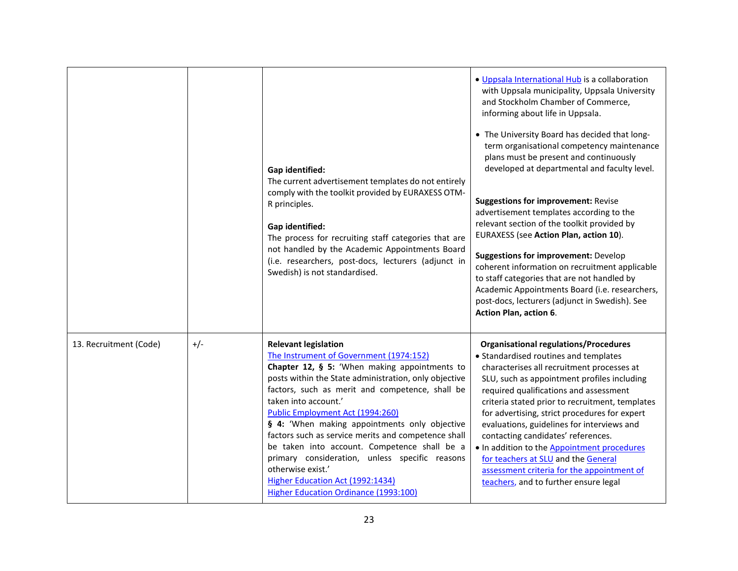| | | | |
|---|---|---|---|
| | | **Gap identified:**<br>The current advertisement templates do not entirely comply with the toolkit provided by EURAXESS OTM-R principles.<br><br>**Gap identified:**<br>The process for recruiting staff categories that are not handled by the Academic Appointments Board (i.e. researchers, post-docs, lecturers (adjunct in Swedish) is not standardised. | • Uppsala International Hub is a collaboration with Uppsala municipality, Uppsala University and Stockholm Chamber of Commerce, informing about life in Uppsala.<br><br>• The University Board has decided that long-term organisational competency maintenance plans must be present and continuously developed at departmental and faculty level.<br><br>**Suggestions for improvement:** Revise advertisement templates according to the relevant section of the toolkit provided by EURAXESS (see **Action Plan, action 10**).<br><br>**Suggestions for improvement:** Develop coherent information on recruitment applicable to staff categories that are not handled by Academic Appointments Board (i.e. researchers, post-docs, lecturers (adjunct in Swedish). See **Action Plan, action 6**. |
| 13. Recruitment (Code) | +/- | **Relevant legislation**<br>The Instrument of Government (1974:152)<br>**Chapter 12, § 5:** 'When making appointments to posts within the State administration, only objective factors, such as merit and competence, shall be taken into account.'<br>Public Employment Act (1994:260)<br>**§ 4:** 'When making appointments only objective factors such as service merits and competence shall be taken into account. Competence shall be a primary consideration, unless specific reasons otherwise exist.'<br>Higher Education Act (1992:1434)<br>Higher Education Ordinance (1993:100) | **Organisational regulations/Procedures**<br>• Standardised routines and templates characterises all recruitment processes at SLU, such as appointment profiles including required qualifications and assessment criteria stated prior to recruitment, templates for advertising, strict procedures for expert evaluations, guidelines for interviews and contacting candidates' references.<br>• In addition to the Appointment procedures for teachers at SLU and the General assessment criteria for the appointment of teachers, and to further ensure legal |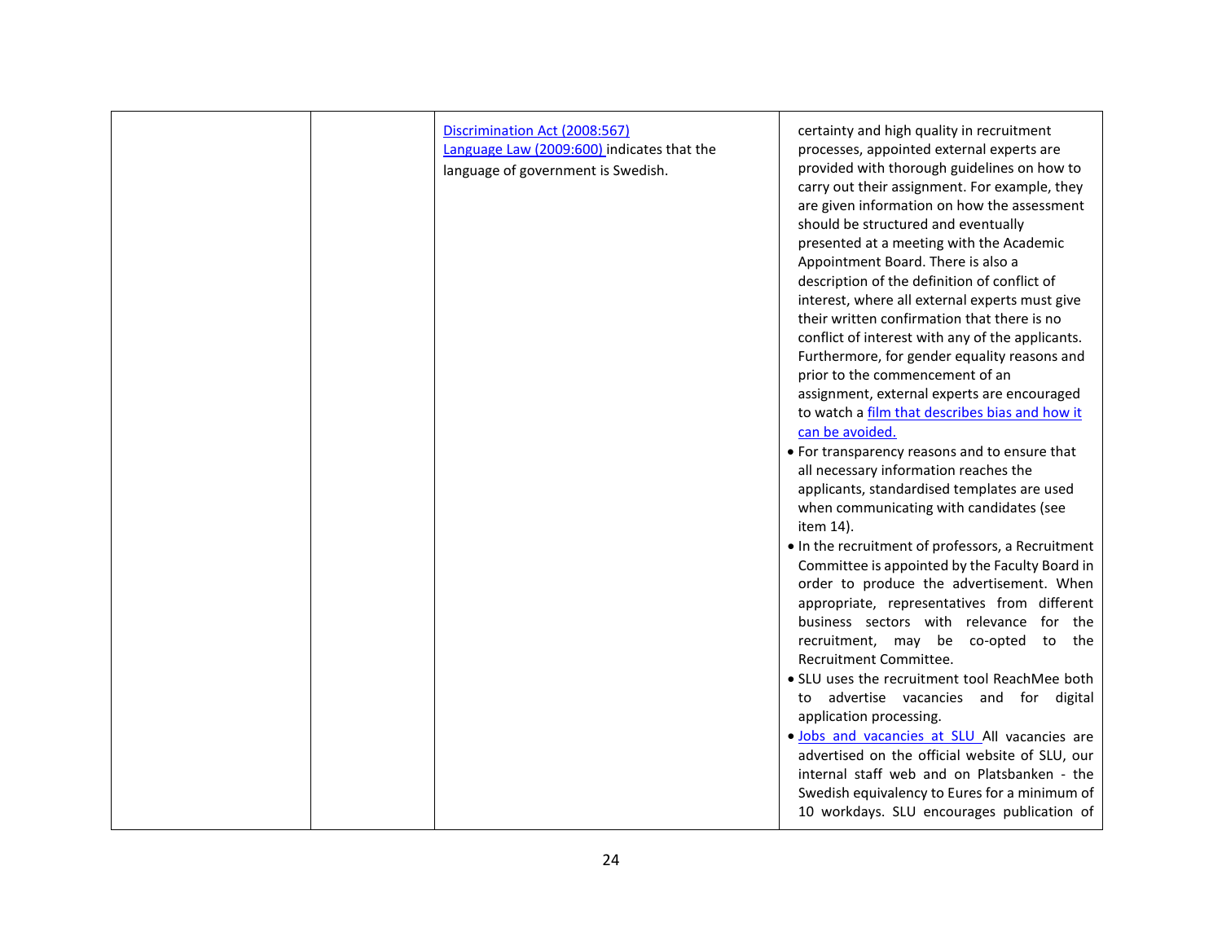|  |  | Discrimination Act (2008:567)<br>Language Law (2009:600) indicates that the language of government is Swedish. | certainty and high quality in recruitment processes, appointed external experts are provided with thorough guidelines on how to carry out their assignment. For example, they are given information on how the assessment should be structured and eventually presented at a meeting with the Academic Appointment Board. There is also a description of the definition of conflict of interest, where all external experts must give their written confirmation that there is no conflict of interest with any of the applicants. Furthermore, for gender equality reasons and prior to the commencement of an assignment, external experts are encouraged to watch a film that describes bias and how it can be avoided.<br>• For transparency reasons and to ensure that all necessary information reaches the applicants, standardised templates are used when communicating with candidates (see item 14).<br>• In the recruitment of professors, a Recruitment Committee is appointed by the Faculty Board in order to produce the advertisement. When appropriate, representatives from different business sectors with relevance for the recruitment, may be co-opted to the Recruitment Committee.<br>• SLU uses the recruitment tool ReachMee both to advertise vacancies and for digital application processing.<br>• Jobs and vacancies at SLU All vacancies are advertised on the official website of SLU, our internal staff web and on Platsbanken - the Swedish equivalency to Eures for a minimum of 10 workdays. SLU encourages publication of |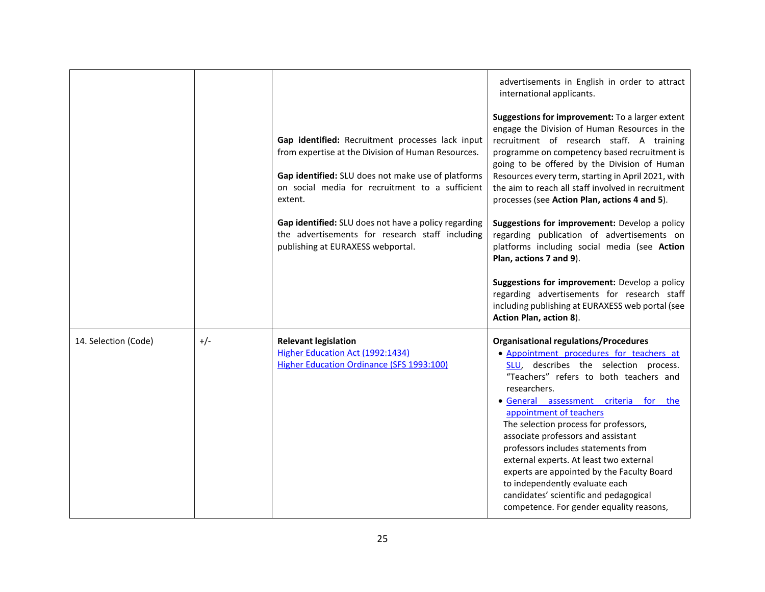| | | | |
|---|---|---|---|
| | | **Gap identified:** Recruitment processes lack input from expertise at the Division of Human Resources.<br><br>**Gap identified:** SLU does not make use of platforms on social media for recruitment to a sufficient extent.<br><br>**Gap identified:** SLU does not have a policy regarding the advertisements for research staff including publishing at EURAXESS webportal. | advertisements in English in order to attract international applicants.<br><br>**Suggestions for improvement:** To a larger extent engage the Division of Human Resources in the recruitment of research staff. A training programme on competency based recruitment is going to be offered by the Division of Human Resources every term, starting in April 2021, with the aim to reach all staff involved in recruitment processes (see **Action Plan, actions 4 and 5**).<br><br>**Suggestions for improvement:** Develop a policy regarding publication of advertisements on platforms including social media (see **Action Plan, actions 7 and 9**).<br><br>**Suggestions for improvement:** Develop a policy regarding advertisements for research staff including publishing at EURAXESS web portal (see **Action Plan, action 8**). |
| 14. Selection (Code) | +/- | **Relevant legislation**<br>Higher Education Act (1992:1434)<br>Higher Education Ordinance (SFS 1993:100) | **Organisational regulations/Procedures**<br>• Appointment procedures for teachers at SLU, describes the selection process. "Teachers" refers to both teachers and researchers.<br>• General assessment criteria for the appointment of teachers<br>The selection process for professors, associate professors and assistant professors includes statements from external experts. At least two external experts are appointed by the Faculty Board to independently evaluate each candidates' scientific and pedagogical competence. For gender equality reasons, |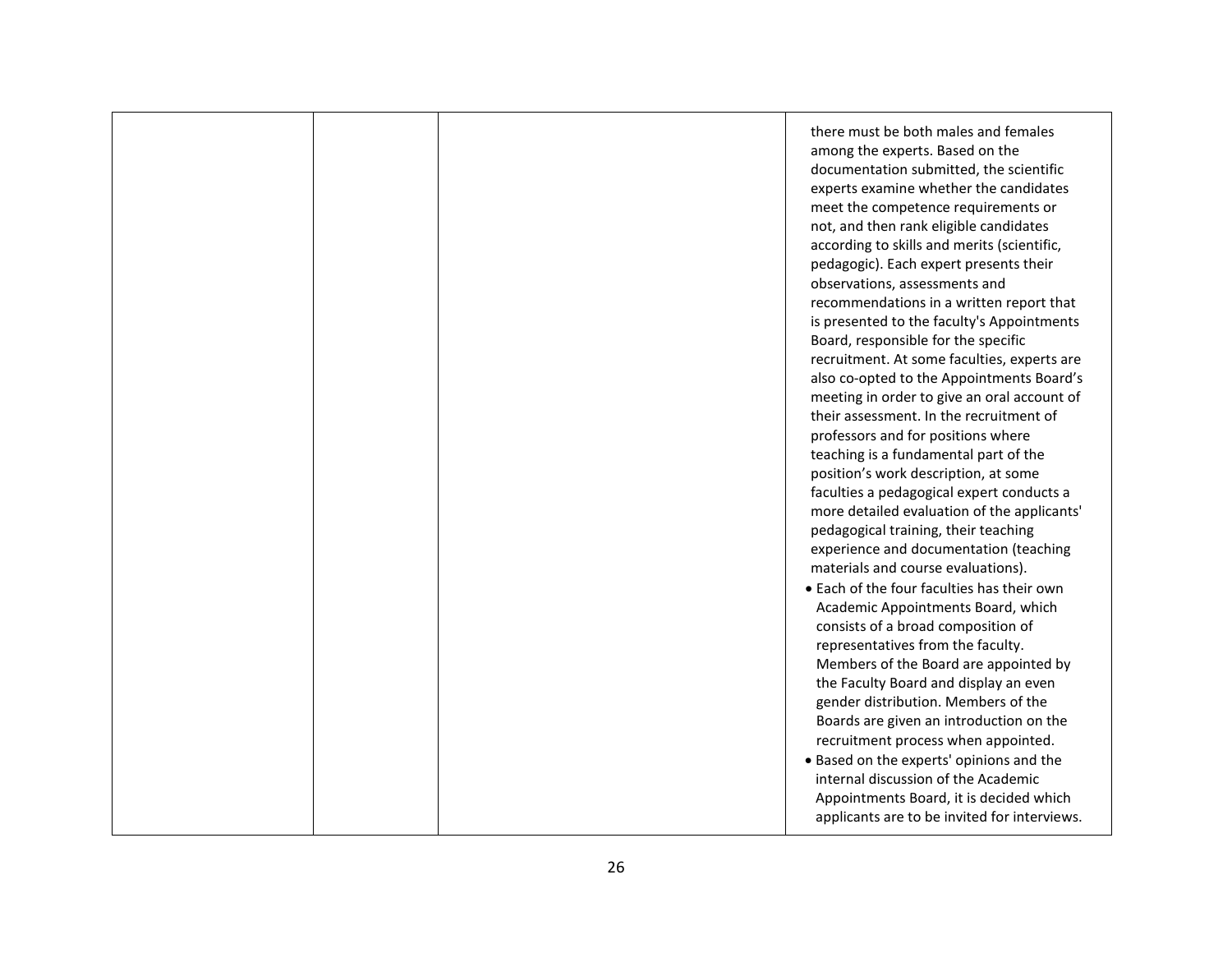|  |  |  | there must be both males and females among the experts. Based on the documentation submitted, the scientific experts examine whether the candidates meet the competence requirements or not, and then rank eligible candidates according to skills and merits (scientific, pedagogic). Each expert presents their observations, assessments and recommendations in a written report that is presented to the faculty's Appointments Board, responsible for the specific recruitment. At some faculties, experts are also co-opted to the Appointments Board's meeting in order to give an oral account of their assessment. In the recruitment of professors and for positions where teaching is a fundamental part of the position's work description, at some faculties a pedagogical expert conducts a more detailed evaluation of the applicants' pedagogical training, their teaching experience and documentation (teaching materials and course evaluations).<br>• Each of the four faculties has their own Academic Appointments Board, which consists of a broad composition of representatives from the faculty. Members of the Board are appointed by the Faculty Board and display an even gender distribution. Members of the Boards are given an introduction on the recruitment process when appointed.<br>• Based on the experts' opinions and the internal discussion of the Academic Appointments Board, it is decided which applicants are to be invited for interviews. |
|---|---|---|---|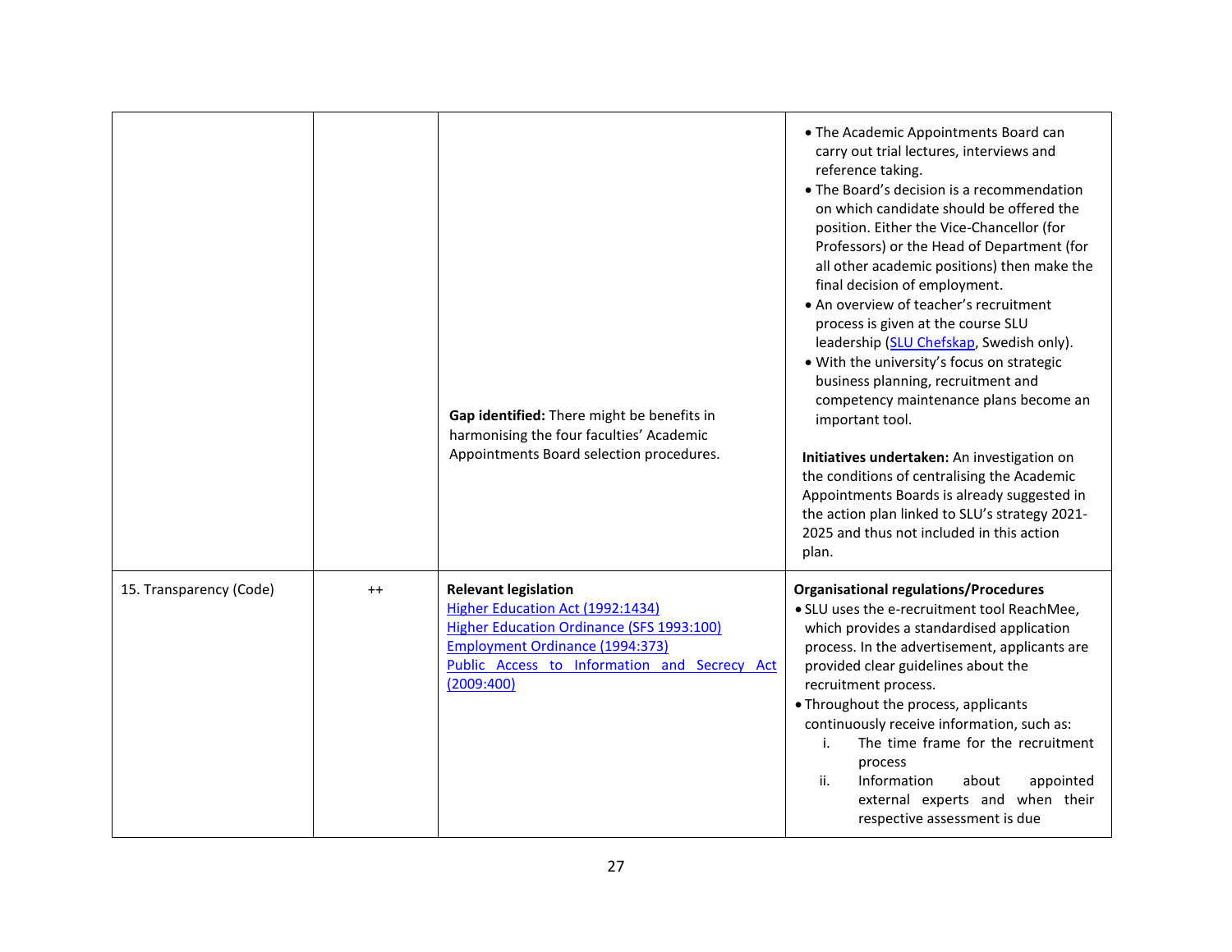| | | | |
|---|---|---|---|
| | | Gap identified: There might be benefits in harmonising the four faculties' Academic Appointments Board selection procedures. | • The Academic Appointments Board can carry out trial lectures, interviews and reference taking.<br>• The Board's decision is a recommendation on which candidate should be offered the position. Either the Vice-Chancellor (for Professors) or the Head of Department (for all other academic positions) then make the final decision of employment.<br>• An overview of teacher's recruitment process is given at the course SLU leadership (SLU Chefskap, Swedish only).<br>• With the university's focus on strategic business planning, recruitment and competency maintenance plans become an important tool.<br><br>**Initiatives undertaken:** An investigation on the conditions of centralising the Academic Appointments Boards is already suggested in the action plan linked to SLU's strategy 2021-2025 and thus not included in this action plan. |
| 15. Transparency (Code) | ++ | **Relevant legislation**<br>Higher Education Act (1992:1434)<br>Higher Education Ordinance (SFS 1993:100)<br>Employment Ordinance (1994:373)<br>Public Access to Information and Secrecy Act (2009:400) | **Organisational regulations/Procedures**<br>• SLU uses the e-recruitment tool ReachMee, which provides a standardised application process. In the advertisement, applicants are provided clear guidelines about the recruitment process.<br>• Throughout the process, applicants continuously receive information, such as:<br>i. The time frame for the recruitment process<br>ii. Information about appointed external experts and when their respective assessment is due |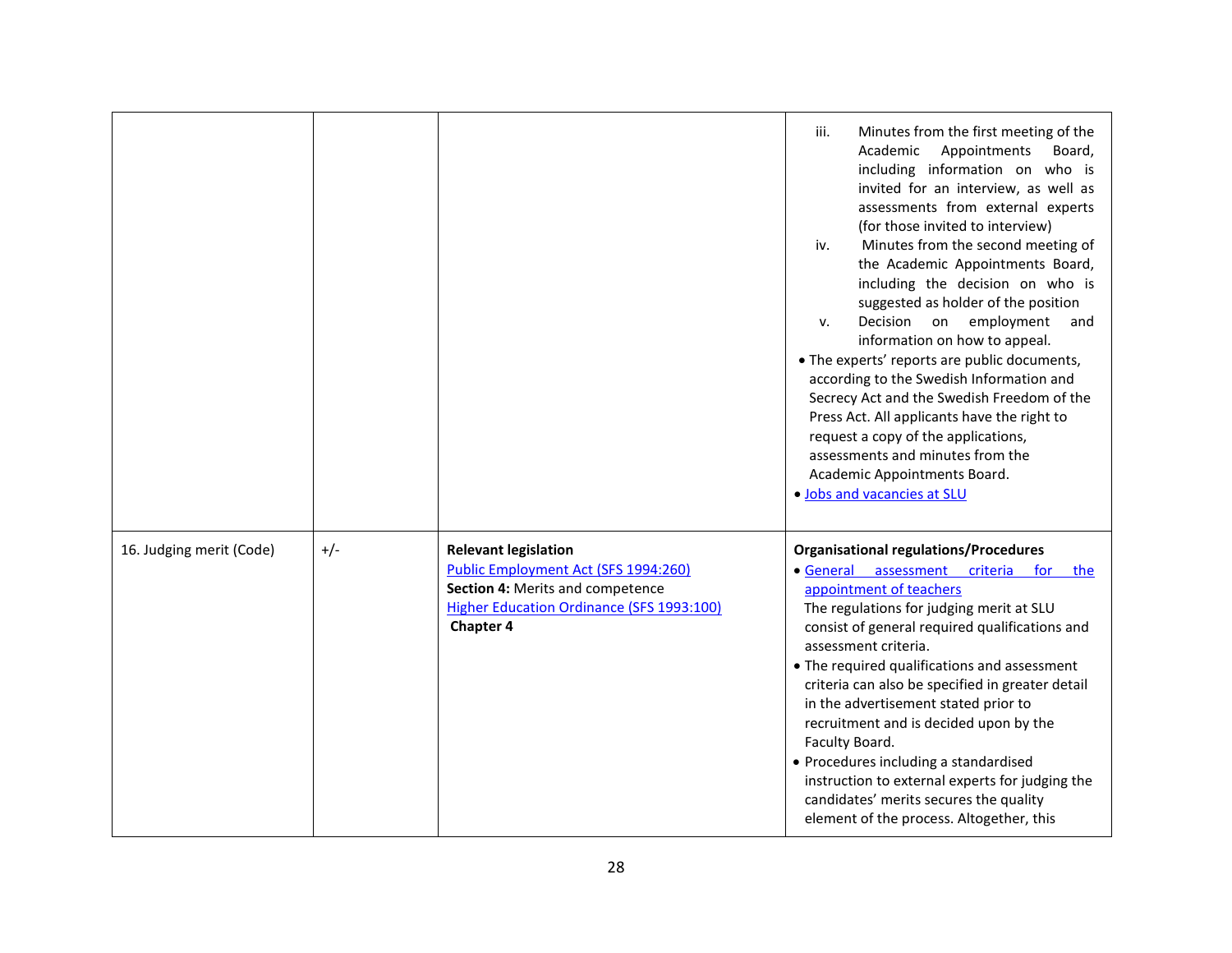| | | | |
|---|---|---|---|
| | | | iii. Minutes from the first meeting of the Academic Appointments Board, including information on who is invited for an interview, as well as assessments from external experts (for those invited to interview)<br>iv. Minutes from the second meeting of the Academic Appointments Board, including the decision on who is suggested as holder of the position<br>v. Decision on employment and information on how to appeal.<br>• The experts' reports are public documents, according to the Swedish Information and Secrecy Act and the Swedish Freedom of the Press Act. All applicants have the right to request a copy of the applications, assessments and minutes from the Academic Appointments Board.<br>• Jobs and vacancies at SLU |
| 16. Judging merit (Code) | +/- | **Relevant legislation**<br>Public Employment Act (SFS 1994:260)<br>**Section 4:** Merits and competence<br>Higher Education Ordinance (SFS 1993:100)<br>**Chapter 4** | **Organisational regulations/Procedures**<br>• General assessment criteria for the appointment of teachers<br>The regulations for judging merit at SLU consist of general required qualifications and assessment criteria.<br>• The required qualifications and assessment criteria can also be specified in greater detail in the advertisement stated prior to recruitment and is decided upon by the Faculty Board.<br>• Procedures including a standardised instruction to external experts for judging the candidates' merits secures the quality element of the process. Altogether, this |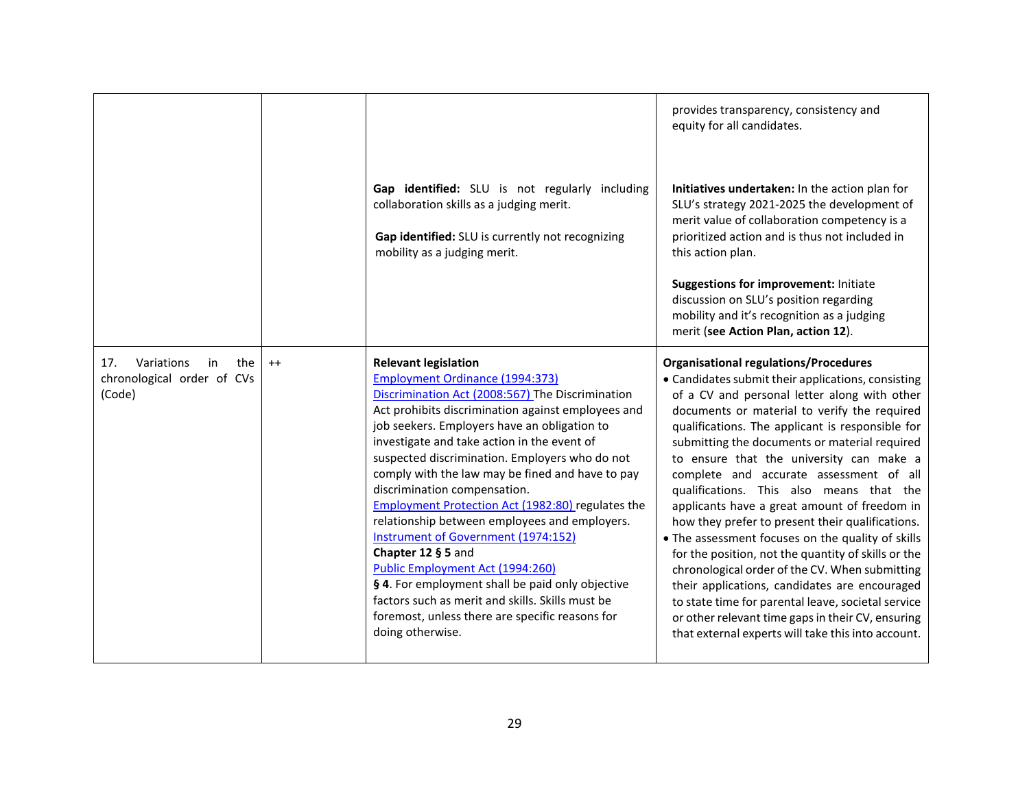| | | | |
|---|---|---|---|
| | | | provides transparency, consistency and equity for all candidates. |
| | | **Gap identified:** SLU is not regularly including collaboration skills as a judging merit.<br><br>**Gap identified:** SLU is currently not recognizing mobility as a judging merit. | **Initiatives undertaken:** In the action plan for SLU's strategy 2021-2025 the development of merit value of collaboration competency is a prioritized action and is thus not included in this action plan.<br><br>**Suggestions for improvement:** Initiate discussion on SLU's position regarding mobility and it's recognition as a judging merit (**see Action Plan, action 12**). |
| 17. Variations in the chronological order of CVs (Code) | ++ | **Relevant legislation**<br>Employment Ordinance (1994:373)<br>Discrimination Act (2008:567) The Discrimination Act prohibits discrimination against employees and job seekers. Employers have an obligation to investigate and take action in the event of suspected discrimination. Employers who do not comply with the law may be fined and have to pay discrimination compensation.<br>Employment Protection Act (1982:80) regulates the relationship between employees and employers.<br>Instrument of Government (1974:152)<br>**Chapter 12 § 5** and<br>Public Employment Act (1994:260)<br>**§ 4**. For employment shall be paid only objective factors such as merit and skills. Skills must be foremost, unless there are specific reasons for doing otherwise. | **Organisational regulations/Procedures**<br>• Candidates submit their applications, consisting of a CV and personal letter along with other documents or material to verify the required qualifications. The applicant is responsible for submitting the documents or material required to ensure that the university can make a complete and accurate assessment of all qualifications. This also means that the applicants have a great amount of freedom in how they prefer to present their qualifications.<br>• The assessment focuses on the quality of skills for the position, not the quantity of skills or the chronological order of the CV. When submitting their applications, candidates are encouraged to state time for parental leave, societal service or other relevant time gaps in their CV, ensuring that external experts will take this into account. |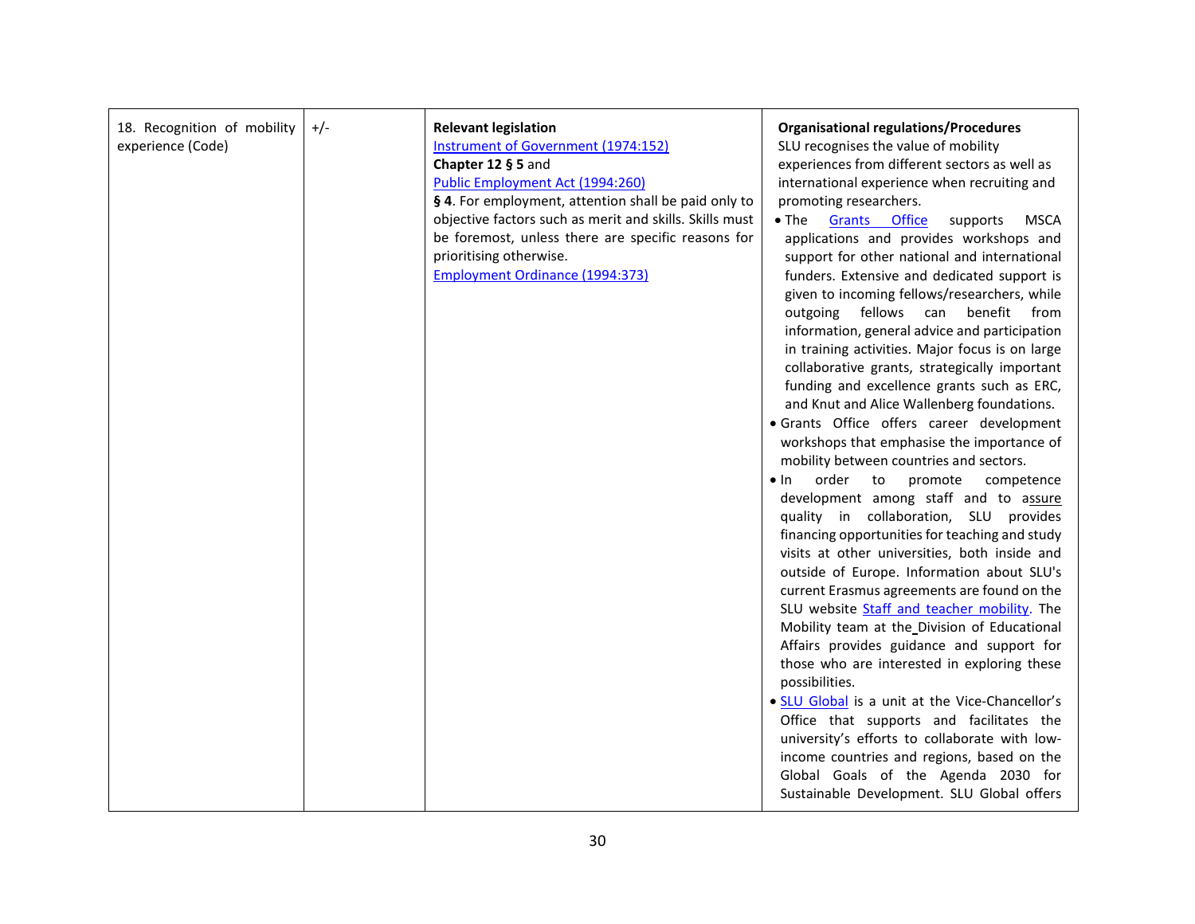| 18. Recognition of mobility experience (Code) | +/- | **Relevant legislation**<br>Instrument of Government (1974:152)<br>**Chapter 12 § 5** and<br>Public Employment Act (1994:260)<br>**§ 4**. For employment, attention shall be paid only to objective factors such as merit and skills. Skills must be foremost, unless there are specific reasons for prioritising otherwise.<br>Employment Ordinance (1994:373) | **Organisational regulations/Procedures**<br>SLU recognises the value of mobility experiences from different sectors as well as international experience when recruiting and promoting researchers.<br>• The Grants Office supports MSCA applications and provides workshops and support for other national and international funders. Extensive and dedicated support is given to incoming fellows/researchers, while outgoing fellows can benefit from information, general advice and participation in training activities. Major focus is on large collaborative grants, strategically important funding and excellence grants such as ERC, and Knut and Alice Wallenberg foundations.<br>• Grants Office offers career development workshops that emphasise the importance of mobility between countries and sectors.<br>• In order to promote competence development among staff and to assure quality in collaboration, SLU provides financing opportunities for teaching and study visits at other universities, both inside and outside of Europe. Information about SLU's current Erasmus agreements are found on the SLU website Staff and teacher mobility. The Mobility team at the Division of Educational Affairs provides guidance and support for those who are interested in exploring these possibilities.<br>• SLU Global is a unit at the Vice-Chancellor's Office that supports and facilitates the university's efforts to collaborate with low-income countries and regions, based on the Global Goals of the Agenda 2030 for Sustainable Development. SLU Global offers |
|---|---|---|---|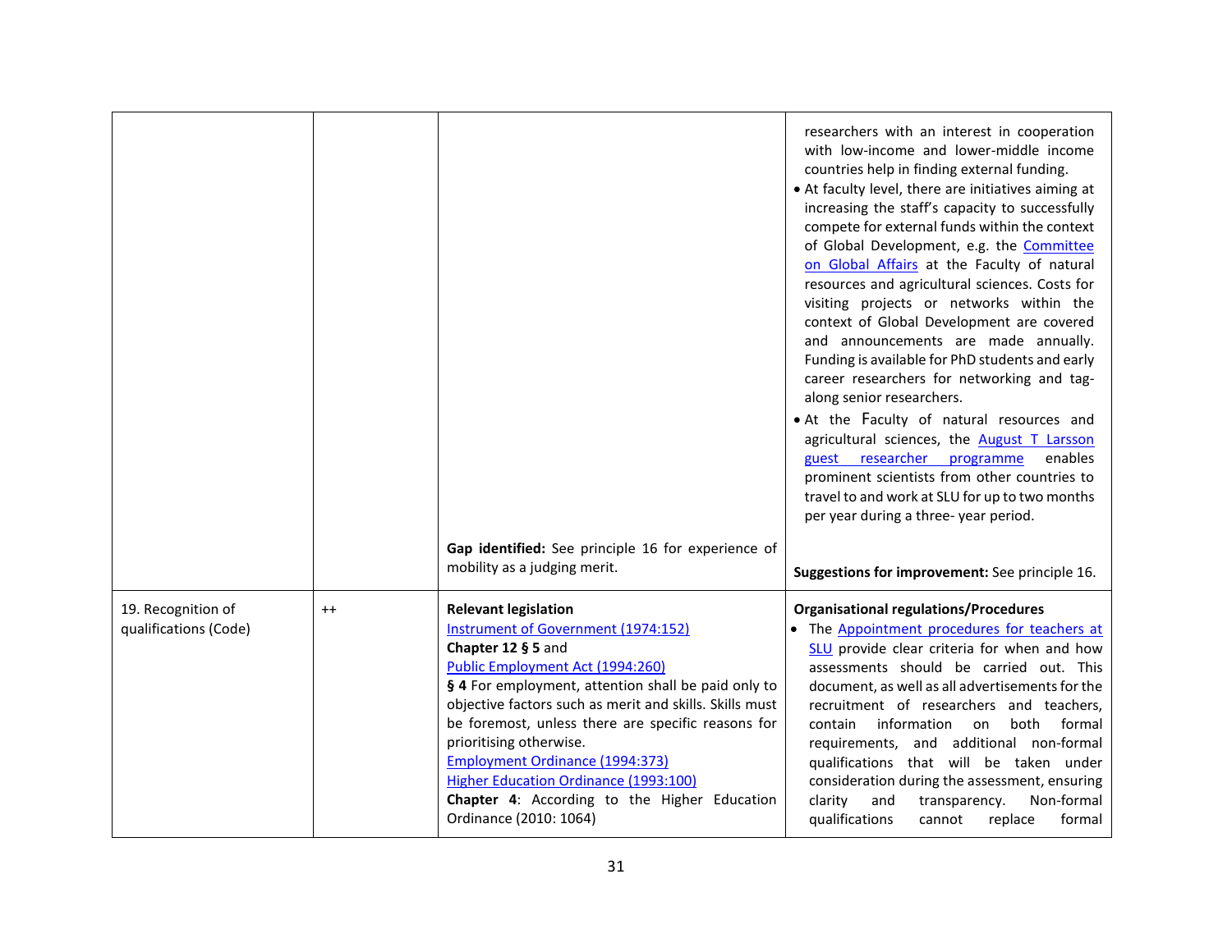| | | | |
|---|---|---|---|
| | | **Gap identified:** See principle 16 for experience of mobility as a judging merit. | researchers with an interest in cooperation with low-income and lower-middle income countries help in finding external funding.<br>• At faculty level, there are initiatives aiming at increasing the staff's capacity to successfully compete for external funds within the context of Global Development, e.g. the Committee on Global Affairs at the Faculty of natural resources and agricultural sciences. Costs for visiting projects or networks within the context of Global Development are covered and announcements are made annually. Funding is available for PhD students and early career researchers for networking and tag-along senior researchers.<br>• At the Faculty of natural resources and agricultural sciences, the August T Larsson guest researcher programme enables prominent scientists from other countries to travel to and work at SLU for up to two months per year during a three- year period.<br><br>**Suggestions for improvement:** See principle 16. |
| 19. Recognition of qualifications (Code) | ++ | **Relevant legislation**<br>Instrument of Government (1974:152)<br>**Chapter 12 § 5** and<br>Public Employment Act (1994:260)<br>**§ 4** For employment, attention shall be paid only to objective factors such as merit and skills. Skills must be foremost, unless there are specific reasons for prioritising otherwise.<br>Employment Ordinance (1994:373)<br>Higher Education Ordinance (1993:100)<br>**Chapter 4**: According to the Higher Education Ordinance (2010: 1064) | **Organisational regulations/Procedures**<br>• The Appointment procedures for teachers at SLU provide clear criteria for when and how assessments should be carried out. This document, as well as all advertisements for the recruitment of researchers and teachers, contain information on both formal requirements, and additional non-formal qualifications that will be taken under consideration during the assessment, ensuring clarity and transparency. Non-formal qualifications cannot replace formal |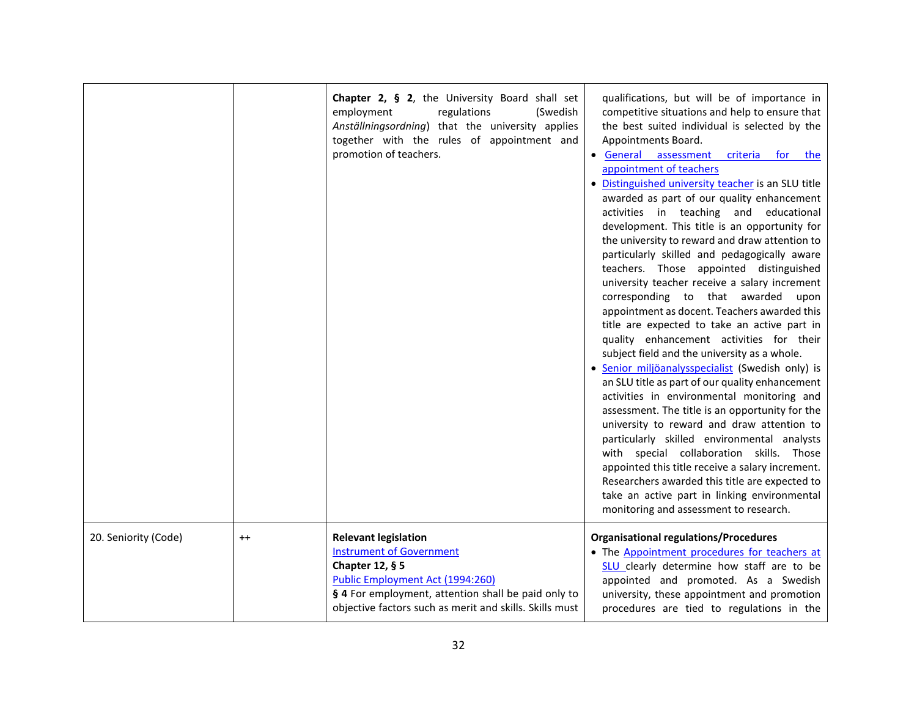| | | | |
|---|---|---|---|
| | | **Chapter 2, § 2**, the University Board shall set employment regulations (Swedish *Anställningsordning*) that the university applies together with the rules of appointment and promotion of teachers. | qualifications, but will be of importance in competitive situations and help to ensure that the best suited individual is selected by the Appointments Board.<br>• General assessment criteria for the appointment of teachers<br>• Distinguished university teacher is an SLU title awarded as part of our quality enhancement activities in teaching and educational development. This title is an opportunity for the university to reward and draw attention to particularly skilled and pedagogically aware teachers. Those appointed distinguished university teacher receive a salary increment corresponding to that awarded upon appointment as docent. Teachers awarded this title are expected to take an active part in quality enhancement activities for their subject field and the university as a whole.<br>• Senior miljöanalysspecialist (Swedish only) is an SLU title as part of our quality enhancement activities in environmental monitoring and assessment. The title is an opportunity for the university to reward and draw attention to particularly skilled environmental analysts with special collaboration skills. Those appointed this title receive a salary increment. Researchers awarded this title are expected to take an active part in linking environmental monitoring and assessment to research. |
| 20. Seniority (Code) | ++ | **Relevant legislation**<br>Instrument of Government<br>**Chapter 12, § 5**<br>Public Employment Act (1994:260)<br>**§ 4** For employment, attention shall be paid only to objective factors such as merit and skills. Skills must | **Organisational regulations/Procedures**<br>• The Appointment procedures for teachers at SLU clearly determine how staff are to be appointed and promoted. As a Swedish university, these appointment and promotion procedures are tied to regulations in the |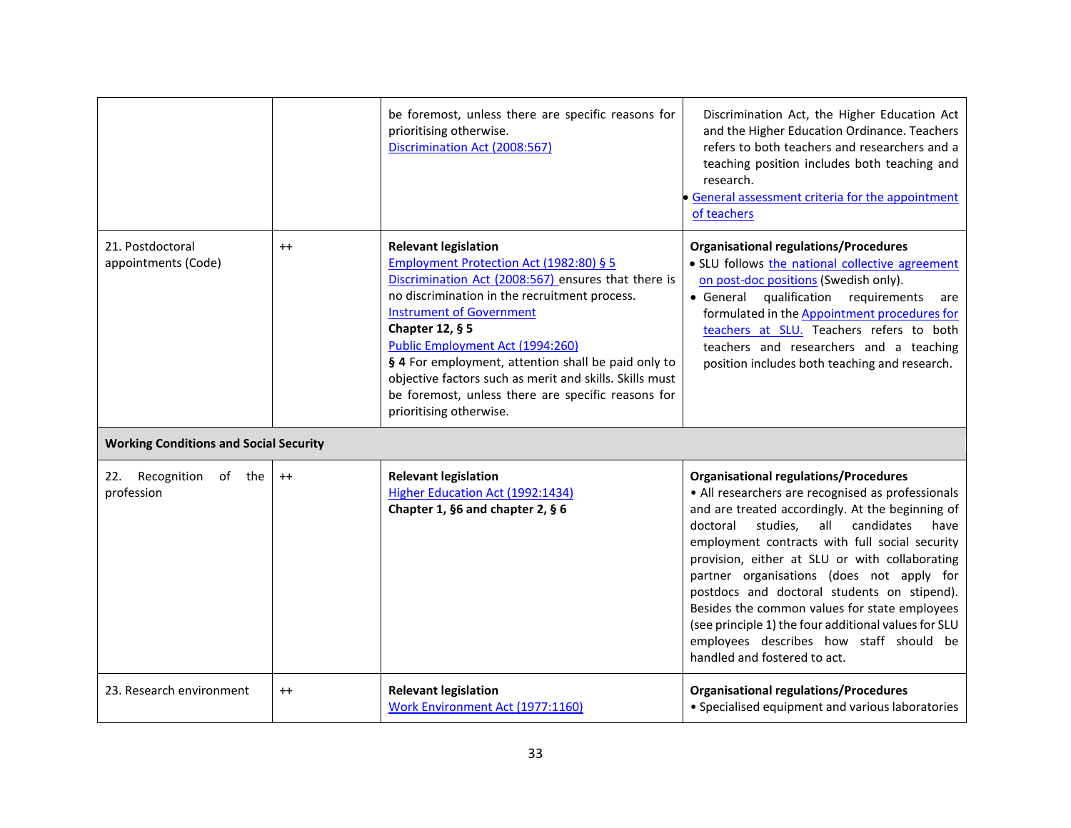| | | | |
|---|---|---|---|
| | | be foremost, unless there are specific reasons for prioritising otherwise.<br>Discrimination Act (2008:567) | Discrimination Act, the Higher Education Act and the Higher Education Ordinance. Teachers refers to both teachers and researchers and a teaching position includes both teaching and research.<br>• General assessment criteria for the appointment of teachers |
| 21. Postdoctoral appointments (Code) | ++ | **Relevant legislation**<br>Employment Protection Act (1982:80) § 5<br>Discrimination Act (2008:567) ensures that there is no discrimination in the recruitment process.<br>Instrument of Government<br>**Chapter 12, § 5**<br>Public Employment Act (1994:260)<br>**§ 4** For employment, attention shall be paid only to objective factors such as merit and skills. Skills must be foremost, unless there are specific reasons for prioritising otherwise. | **Organisational regulations/Procedures**<br>• SLU follows the national collective agreement on post-doc positions (Swedish only).<br>• General qualification requirements are formulated in the Appointment procedures for teachers at SLU. Teachers refers to both teachers and researchers and a teaching position includes both teaching and research. |
| **Working Conditions and Social Security** | | | |
| 22. Recognition of the profession | ++ | **Relevant legislation**<br>Higher Education Act (1992:1434)<br>**Chapter 1, §6 and chapter 2, § 6** | **Organisational regulations/Procedures**<br>• All researchers are recognised as professionals and are treated accordingly. At the beginning of doctoral studies, all candidates have employment contracts with full social security provision, either at SLU or with collaborating partner organisations (does not apply for postdocs and doctoral students on stipend). Besides the common values for state employees (see principle 1) the four additional values for SLU employees describes how staff should be handled and fostered to act. |
| 23. Research environment | ++ | **Relevant legislation**<br>Work Environment Act (1977:1160) | **Organisational regulations/Procedures**<br>• Specialised equipment and various laboratories |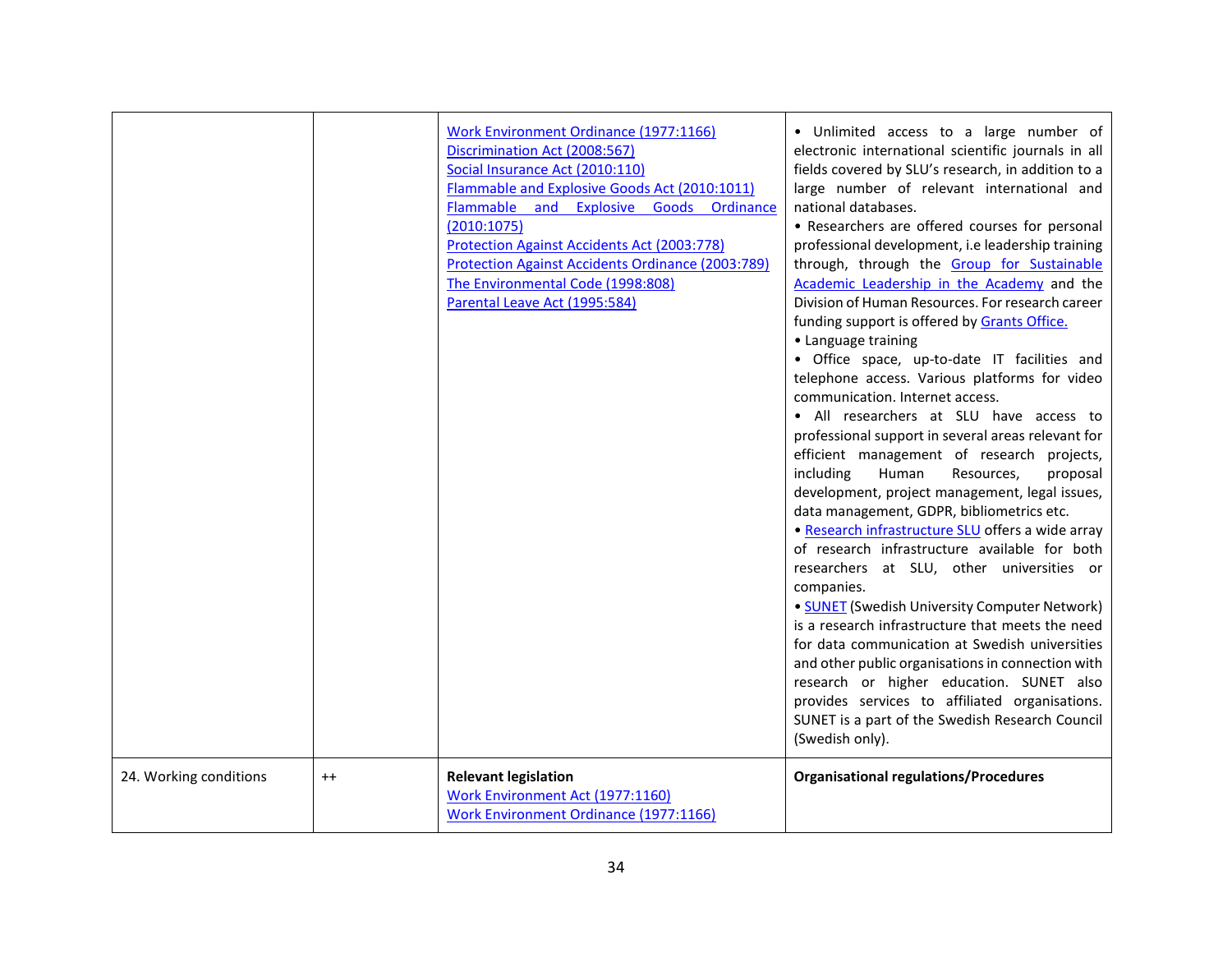| | | | |
|---|---|---|---|
| | | Work Environment Ordinance (1977:1166)<br>Discrimination Act (2008:567)<br>Social Insurance Act (2010:110)<br>Flammable and Explosive Goods Act (2010:1011)<br>Flammable and Explosive Goods Ordinance (2010:1075)<br>Protection Against Accidents Act (2003:778)<br>Protection Against Accidents Ordinance (2003:789)<br>The Environmental Code (1998:808)<br>Parental Leave Act (1995:584) | • Unlimited access to a large number of electronic international scientific journals in all fields covered by SLU's research, in addition to a large number of relevant international and national databases.<br>• Researchers are offered courses for personal professional development, i.e leadership training through, through the Group for Sustainable Academic Leadership in the Academy and the Division of Human Resources. For research career funding support is offered by Grants Office.<br>• Language training<br>• Office space, up-to-date IT facilities and telephone access. Various platforms for video communication. Internet access.<br>• All researchers at SLU have access to professional support in several areas relevant for efficient management of research projects, including Human Resources, proposal development, project management, legal issues, data management, GDPR, bibliometrics etc.<br>• Research infrastructure SLU offers a wide array of research infrastructure available for both researchers at SLU, other universities or companies.<br>• SUNET (Swedish University Computer Network) is a research infrastructure that meets the need for data communication at Swedish universities and other public organisations in connection with research or higher education. SUNET also provides services to affiliated organisations. SUNET is a part of the Swedish Research Council (Swedish only). |
| 24. Working conditions | ++ | **Relevant legislation**<br>Work Environment Act (1977:1160)<br>Work Environment Ordinance (1977:1166) | **Organisational regulations/Procedures** |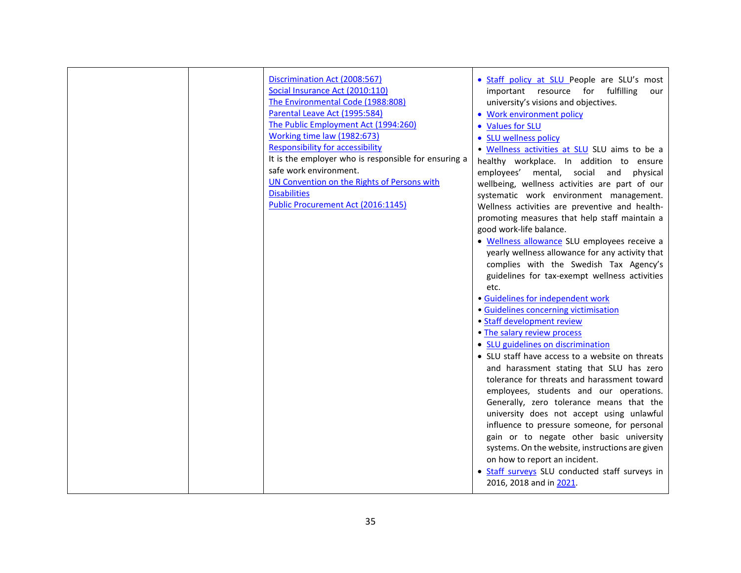| | | | |
|---|---|---|---|
| | | Discrimination Act (2008:567)<br>Social Insurance Act (2010:110)<br>The Environmental Code (1988:808)<br>Parental Leave Act (1995:584)<br>The Public Employment Act (1994:260)<br>Working time law (1982:673)<br>Responsibility for accessibility<br>It is the employer who is responsible for ensuring a safe work environment.<br>UN Convention on the Rights of Persons with Disabilities<br>Public Procurement Act (2016:1145) | • Staff policy at SLU People are SLU's most important resource for fulfilling our university's visions and objectives.<br>• Work environment policy<br>• Values for SLU<br>• SLU wellness policy<br>• Wellness activities at SLU SLU aims to be a healthy workplace. In addition to ensure employees' mental, social and physical wellbeing, wellness activities are part of our systematic work environment management. Wellness activities are preventive and health-promoting measures that help staff maintain a good work-life balance.<br>• Wellness allowance SLU employees receive a yearly wellness allowance for any activity that complies with the Swedish Tax Agency's guidelines for tax-exempt wellness activities etc.<br>• Guidelines for independent work<br>• Guidelines concerning victimisation<br>• Staff development review<br>• The salary review process<br>• SLU guidelines on discrimination<br>• SLU staff have access to a website on threats and harassment stating that SLU has zero tolerance for threats and harassment toward employees, students and our operations. Generally, zero tolerance means that the university does not accept using unlawful influence to pressure someone, for personal gain or to negate other basic university systems. On the website, instructions are given on how to report an incident.<br>• Staff surveys SLU conducted staff surveys in 2016, 2018 and in 2021. |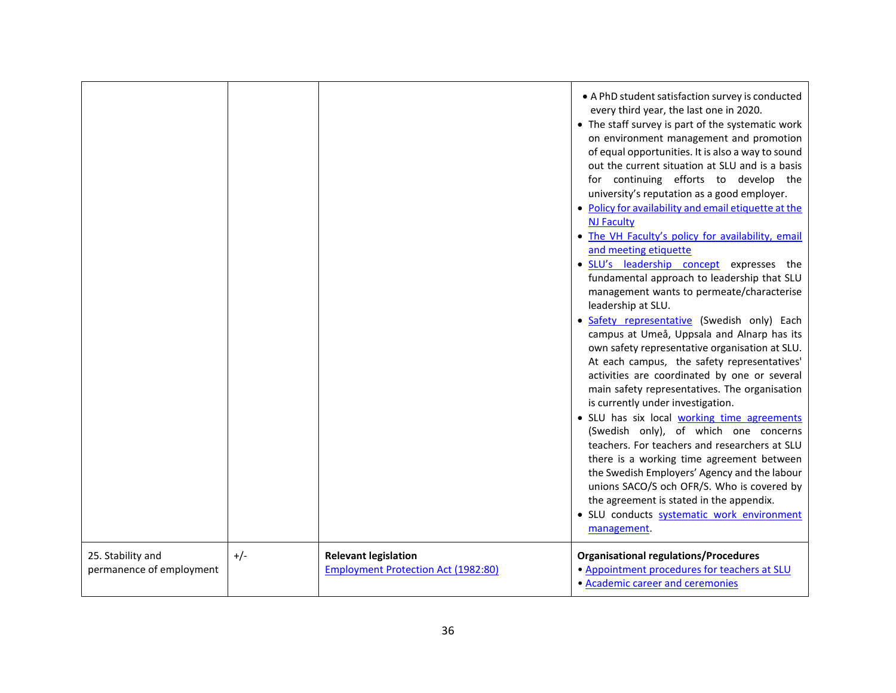| | | | |
|---|---|---|---|
| | | | • A PhD student satisfaction survey is conducted every third year, the last one in 2020.<br>• The staff survey is part of the systematic work on environment management and promotion of equal opportunities. It is also a way to sound out the current situation at SLU and is a basis for continuing efforts to develop the university's reputation as a good employer.<br>• Policy for availability and email etiquette at the NJ Faculty<br>• The VH Faculty's policy for availability, email and meeting etiquette<br>• SLU's leadership concept expresses the fundamental approach to leadership that SLU management wants to permeate/characterise leadership at SLU.<br>• Safety representative (Swedish only) Each campus at Umeå, Uppsala and Alnarp has its own safety representative organisation at SLU. At each campus, the safety representatives' activities are coordinated by one or several main safety representatives. The organisation is currently under investigation.<br>• SLU has six local working time agreements (Swedish only), of which one concerns teachers. For teachers and researchers at SLU there is a working time agreement between the Swedish Employers' Agency and the labour unions SACO/S och OFR/S. Who is covered by the agreement is stated in the appendix.<br>• SLU conducts systematic work environment management. |
| 25. Stability and permanence of employment | +/- | **Relevant legislation**<br>Employment Protection Act (1982:80) | **Organisational regulations/Procedures**<br>• Appointment procedures for teachers at SLU<br>• Academic career and ceremonies |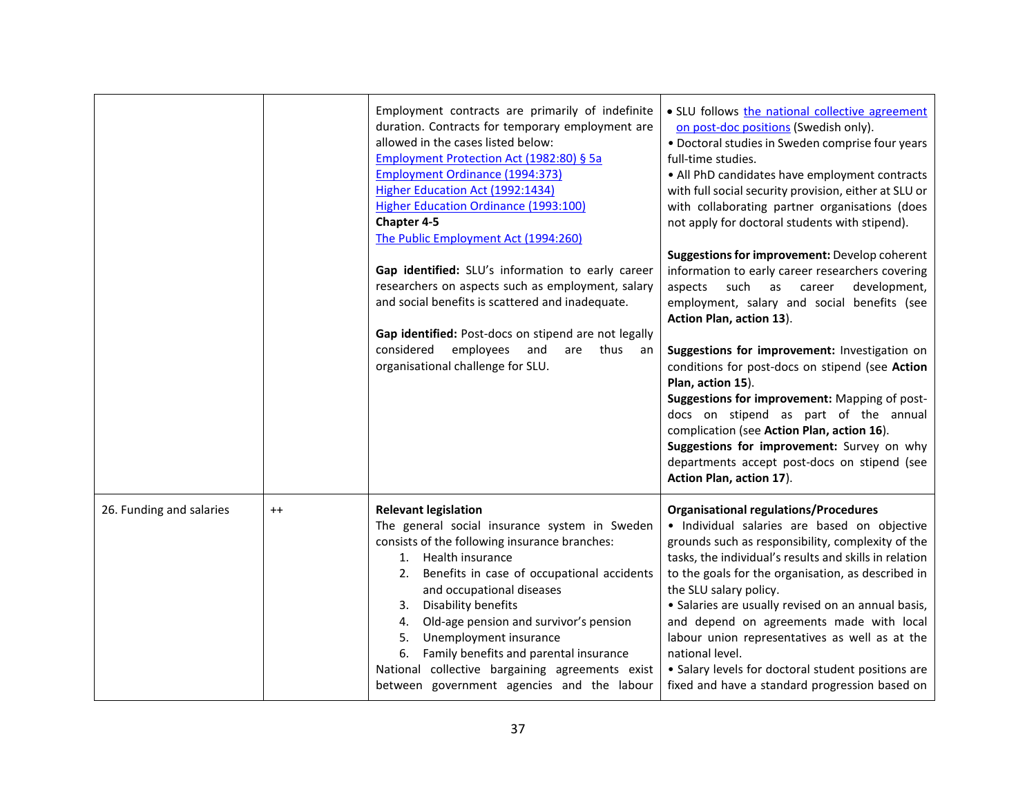|  |  |  |  |
|---|---|---|---|
|  |  | Employment contracts are primarily of indefinite duration. Contracts for temporary employment are allowed in the cases listed below:<br>Employment Protection Act (1982:80) § 5a<br>Employment Ordinance (1994:373)<br>Higher Education Act (1992:1434)<br>Higher Education Ordinance (1993:100)<br>**Chapter 4-5**<br>The Public Employment Act (1994:260)<br><br>**Gap identified:** SLU's information to early career researchers on aspects such as employment, salary and social benefits is scattered and inadequate.<br><br>**Gap identified:** Post-docs on stipend are not legally considered employees and are thus an organisational challenge for SLU. | • SLU follows the national collective agreement on post-doc positions (Swedish only).<br>• Doctoral studies in Sweden comprise four years full-time studies.<br>• All PhD candidates have employment contracts with full social security provision, either at SLU or with collaborating partner organisations (does not apply for doctoral students with stipend).<br><br>**Suggestions for improvement:** Develop coherent information to early career researchers covering aspects such as career development, employment, salary and social benefits (see **Action Plan, action 13**).<br><br>**Suggestions for improvement:** Investigation on conditions for post-docs on stipend (see **Action Plan, action 15**).<br>**Suggestions for improvement:** Mapping of post-docs on stipend as part of the annual complication (see **Action Plan, action 16**).<br>**Suggestions for improvement:** Survey on why departments accept post-docs on stipend (see **Action Plan, action 17**). |
| 26. Funding and salaries | ++ | **Relevant legislation**<br>The general social insurance system in Sweden consists of the following insurance branches:<br>1. Health insurance<br>2. Benefits in case of occupational accidents and occupational diseases<br>3. Disability benefits<br>4. Old-age pension and survivor's pension<br>5. Unemployment insurance<br>6. Family benefits and parental insurance<br>National collective bargaining agreements exist between government agencies and the labour | **Organisational regulations/Procedures**<br>• Individual salaries are based on objective grounds such as responsibility, complexity of the tasks, the individual's results and skills in relation to the goals for the organisation, as described in the SLU salary policy.<br>• Salaries are usually revised on an annual basis, and depend on agreements made with local labour union representatives as well as at the national level.<br>• Salary levels for doctoral student positions are fixed and have a standard progression based on |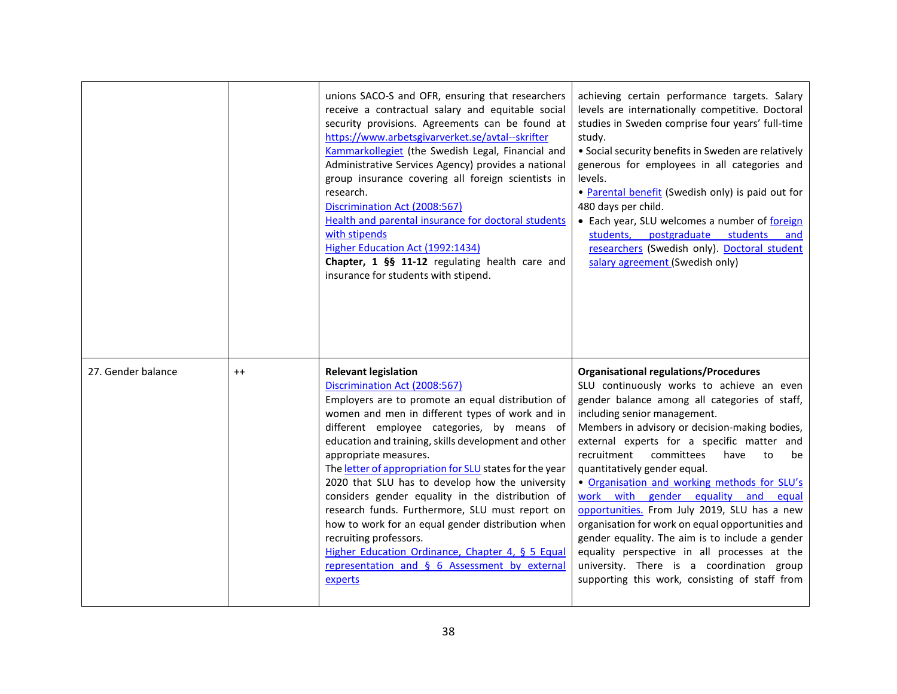| | | | |
|---|---|---|---|
| | | unions SACO-S and OFR, ensuring that researchers receive a contractual salary and equitable social security provisions. Agreements can be found at https://www.arbetsgivarverket.se/avtal--skrifter<br>Kammarkollegiet (the Swedish Legal, Financial and Administrative Services Agency) provides a national group insurance covering all foreign scientists in research.<br>Discrimination Act (2008:567)<br>Health and parental insurance for doctoral students with stipends<br>Higher Education Act (1992:1434)<br>**Chapter, 1 §§ 11-12** regulating health care and insurance for students with stipend. | achieving certain performance targets. Salary levels are internationally competitive. Doctoral studies in Sweden comprise four years' full-time study.<br>• Social security benefits in Sweden are relatively generous for employees in all categories and levels.<br>• Parental benefit (Swedish only) is paid out for 480 days per child.<br>• Each year, SLU welcomes a number of foreign students, postgraduate students and researchers (Swedish only). Doctoral student salary agreement (Swedish only) |
| 27. Gender balance | ++ | **Relevant legislation**<br>Discrimination Act (2008:567)<br>Employers are to promote an equal distribution of women and men in different types of work and in different employee categories, by means of education and training, skills development and other appropriate measures.<br>The letter of appropriation for SLU states for the year 2020 that SLU has to develop how the university considers gender equality in the distribution of research funds. Furthermore, SLU must report on how to work for an equal gender distribution when recruiting professors.<br>Higher Education Ordinance, Chapter 4, § 5 Equal representation and § 6 Assessment by external experts | **Organisational regulations/Procedures**<br>SLU continuously works to achieve an even gender balance among all categories of staff, including senior management.<br>Members in advisory or decision-making bodies, external experts for a specific matter and recruitment committees have to be quantitatively gender equal.<br>• Organisation and working methods for SLU's work with gender equality and equal opportunities. From July 2019, SLU has a new organisation for work on equal opportunities and gender equality. The aim is to include a gender equality perspective in all processes at the university. There is a coordination group supporting this work, consisting of staff from |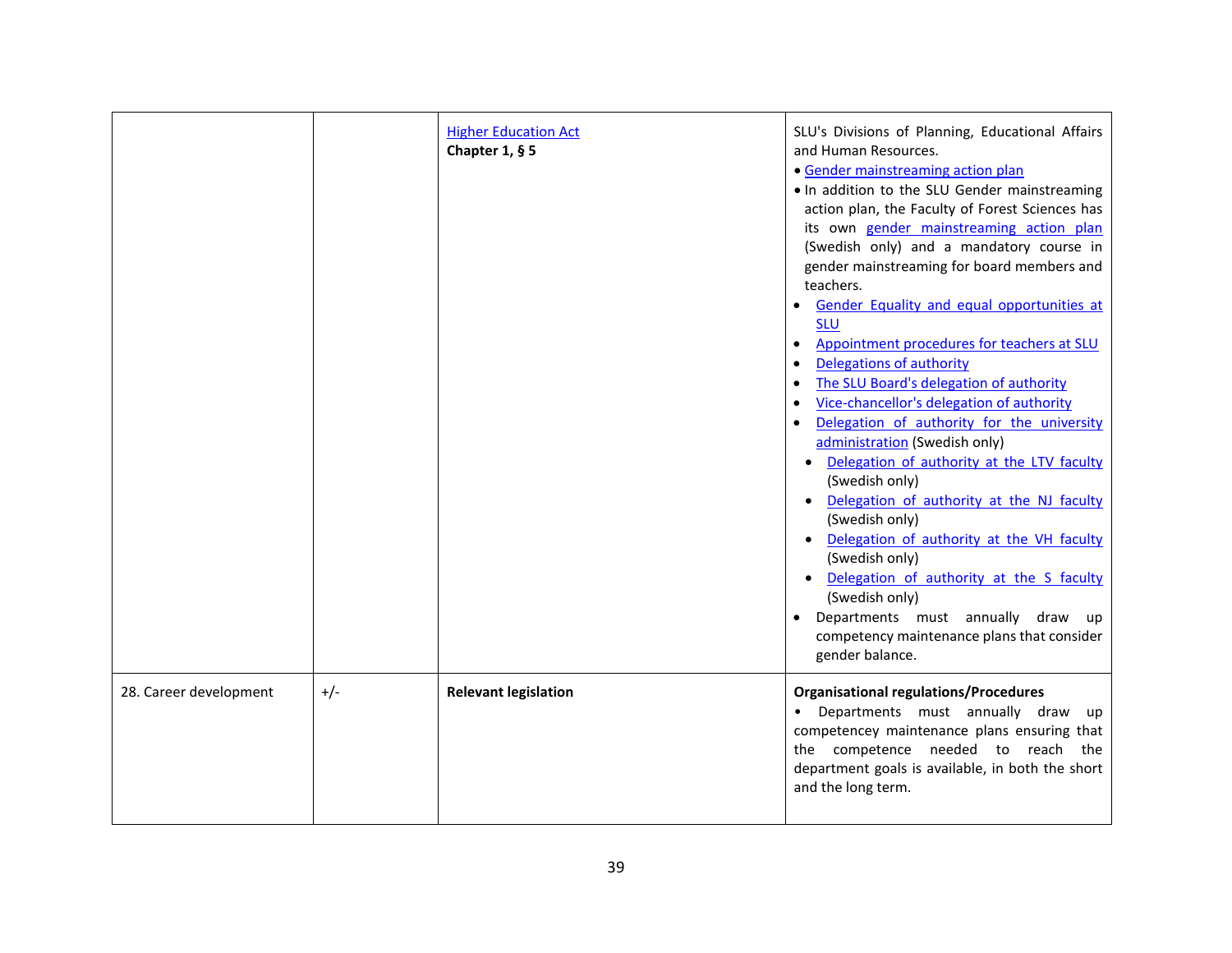| | | | |
|---|---|---|---|
| | | Higher Education Act<br>**Chapter 1, § 5** | SLU's Divisions of Planning, Educational Affairs and Human Resources.<br>• Gender mainstreaming action plan<br>• In addition to the SLU Gender mainstreaming action plan, the Faculty of Forest Sciences has its own gender mainstreaming action plan (Swedish only) and a mandatory course in gender mainstreaming for board members and teachers.<br>• Gender Equality and equal opportunities at SLU<br>• Appointment procedures for teachers at SLU<br>• Delegations of authority<br>• The SLU Board's delegation of authority<br>• Vice-chancellor's delegation of authority<br>• Delegation of authority for the university administration (Swedish only)<br>• Delegation of authority at the LTV faculty (Swedish only)<br>• Delegation of authority at the NJ faculty (Swedish only)<br>• Delegation of authority at the VH faculty (Swedish only)<br>• Delegation of authority at the S faculty (Swedish only)<br>• Departments must annually draw up competency maintenance plans that consider gender balance. |
| 28. Career development | +/- | **Relevant legislation** | **Organisational regulations/Procedures**<br>• Departments must annually draw up competencey maintenance plans ensuring that the competence needed to reach the department goals is available, in both the short and the long term. |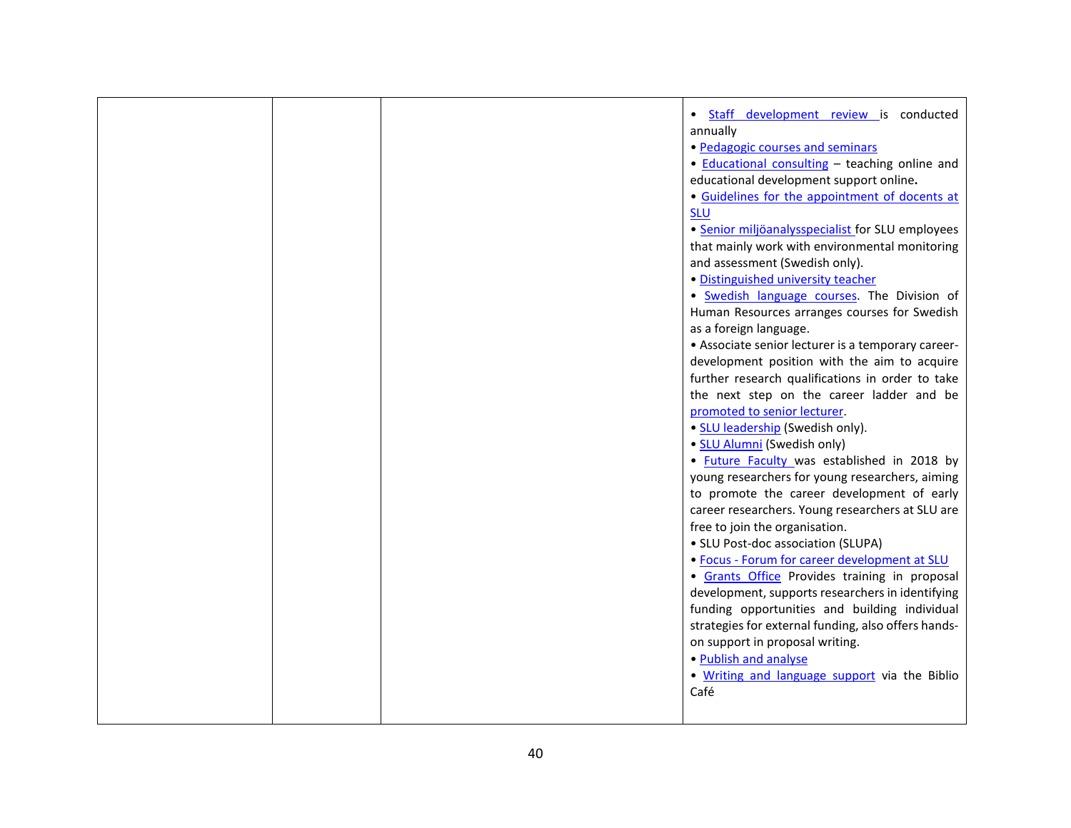|  |  |  | • Staff development review is conducted annually<br>• Pedagogic courses and seminars<br>• Educational consulting – teaching online and educational development support online.<br>• Guidelines for the appointment of docents at SLU<br>• Senior miljöanalysspecialist for SLU employees that mainly work with environmental monitoring and assessment (Swedish only).<br>• Distinguished university teacher<br>• Swedish language courses. The Division of Human Resources arranges courses for Swedish as a foreign language.<br>• Associate senior lecturer is a temporary career-development position with the aim to acquire further research qualifications in order to take the next step on the career ladder and be promoted to senior lecturer.<br>• SLU leadership (Swedish only).<br>• SLU Alumni (Swedish only)<br>• Future Faculty was established in 2018 by young researchers for young researchers, aiming to promote the career development of early career researchers. Young researchers at SLU are free to join the organisation.<br>• SLU Post-doc association (SLUPA)<br>• Focus - Forum for career development at SLU<br>• Grants Office Provides training in proposal development, supports researchers in identifying funding opportunities and building individual strategies for external funding, also offers hands-on support in proposal writing.<br>• Publish and analyse<br>• Writing and language support via the Biblio Café |
|---|---|---|---|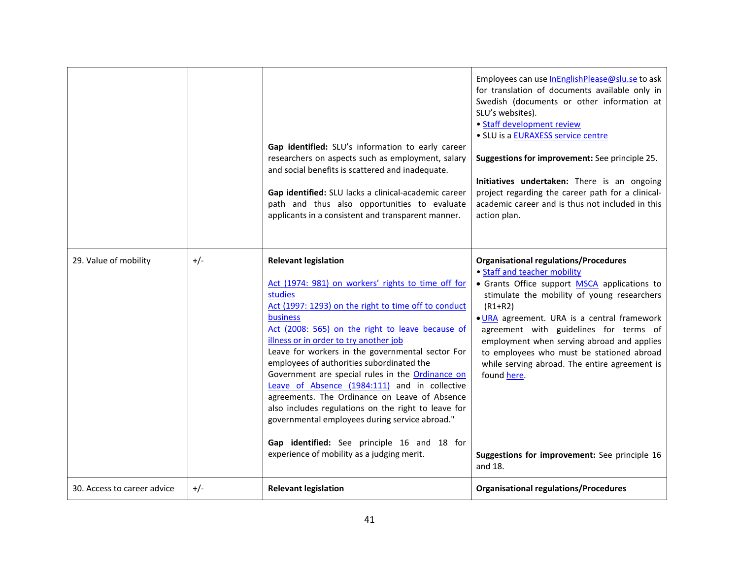| | | | |
|---|---|---|---|
| | | **Gap identified:** SLU's information to early career researchers on aspects such as employment, salary and social benefits is scattered and inadequate.<br><br>**Gap identified:** SLU lacks a clinical-academic career path and thus also opportunities to evaluate applicants in a consistent and transparent manner. | Employees can use InEnglishPlease@slu.se to ask for translation of documents available only in Swedish (documents or other information at SLU's websites).<br>• Staff development review<br>• SLU is a EURAXESS service centre<br><br>**Suggestions for improvement:** See principle 25.<br><br>**Initiatives undertaken:** There is an ongoing project regarding the career path for a clinical-academic career and is thus not included in this action plan. |
| 29. Value of mobility | +/- | **Relevant legislation**<br><br>Act (1974: 981) on workers' rights to time off for studies<br>Act (1997: 1293) on the right to time off to conduct business<br>Act (2008: 565) on the right to leave because of illness or in order to try another job<br>Leave for workers in the governmental sector For employees of authorities subordinated the Government are special rules in the Ordinance on Leave of Absence (1984:111) and in collective agreements. The Ordinance on Leave of Absence also includes regulations on the right to leave for governmental employees during service abroad."<br><br>**Gap identified:** See principle 16 and 18 for experience of mobility as a judging merit. | **Organisational regulations/Procedures**<br>• Staff and teacher mobility<br>• Grants Office support MSCA applications to stimulate the mobility of young researchers (R1+R2)<br>• URA agreement. URA is a central framework agreement with guidelines for terms of employment when serving abroad and applies to employees who must be stationed abroad while serving abroad. The entire agreement is found here.<br><br>**Suggestions for improvement:** See principle 16 and 18. |
| 30. Access to career advice | +/- | **Relevant legislation** | **Organisational regulations/Procedures** |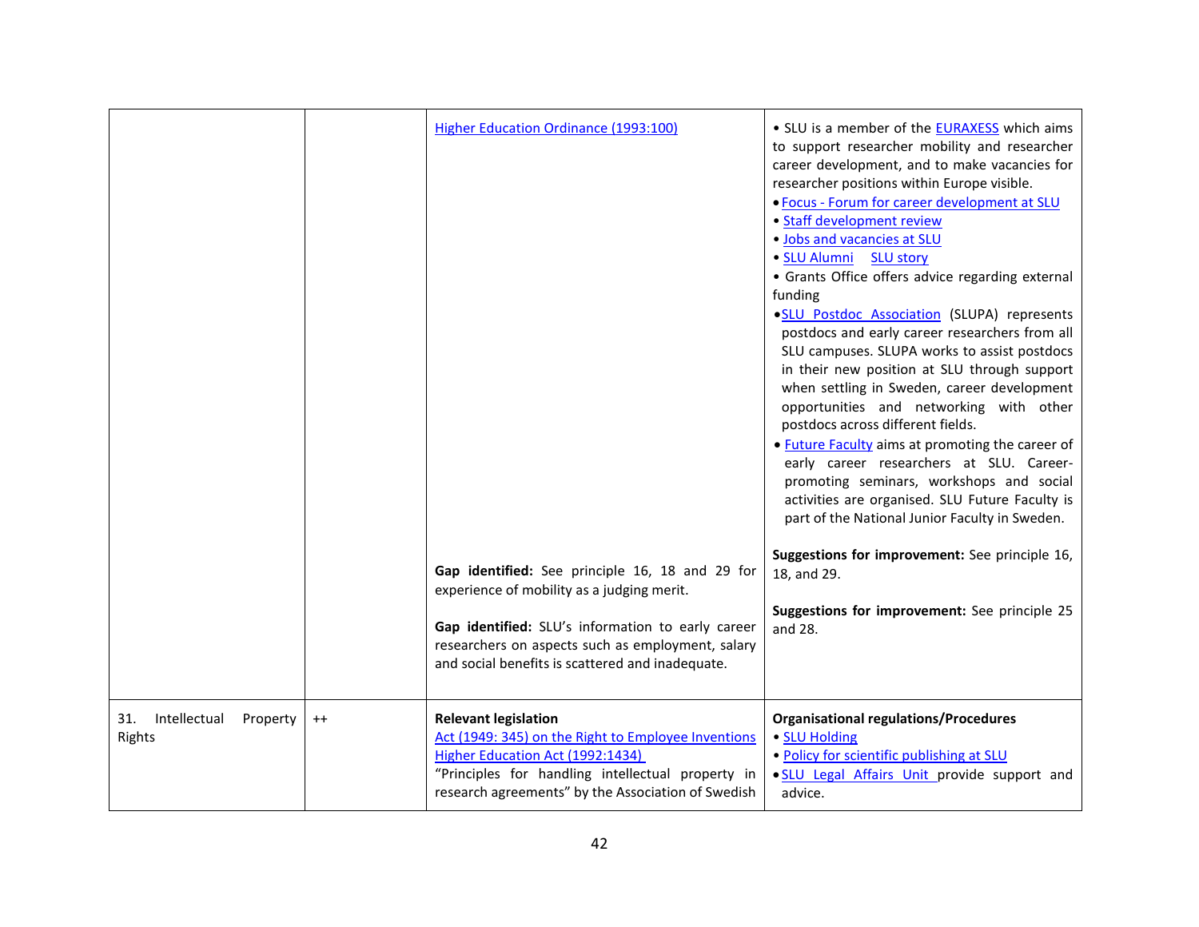| | | | |
|---|---|---|---|
| | | Higher Education Ordinance (1993:100)<br><br>**Gap identified:** See principle 16, 18 and 29 for experience of mobility as a judging merit.<br><br>**Gap identified:** SLU's information to early career researchers on aspects such as employment, salary and social benefits is scattered and inadequate. | • SLU is a member of the EURAXESS which aims to support researcher mobility and researcher career development, and to make vacancies for researcher positions within Europe visible.<br>• Focus - Forum for career development at SLU<br>• Staff development review<br>• Jobs and vacancies at SLU<br>• SLU Alumni SLU story<br>• Grants Office offers advice regarding external funding<br>• SLU Postdoc Association (SLUPA) represents postdocs and early career researchers from all SLU campuses. SLUPA works to assist postdocs in their new position at SLU through support when settling in Sweden, career development opportunities and networking with other postdocs across different fields.<br>• Future Faculty aims at promoting the career of early career researchers at SLU. Career-promoting seminars, workshops and social activities are organised. SLU Future Faculty is part of the National Junior Faculty in Sweden.<br><br>**Suggestions for improvement:** See principle 16, 18, and 29.<br><br>**Suggestions for improvement:** See principle 25 and 28. |
| 31. Intellectual Property Rights | ++ | **Relevant legislation**<br>Act (1949: 345) on the Right to Employee Inventions<br>Higher Education Act (1992:1434)<br>"Principles for handling intellectual property in research agreements" by the Association of Swedish | **Organisational regulations/Procedures**<br>• SLU Holding<br>• Policy for scientific publishing at SLU<br>• SLU Legal Affairs Unit provide support and advice. |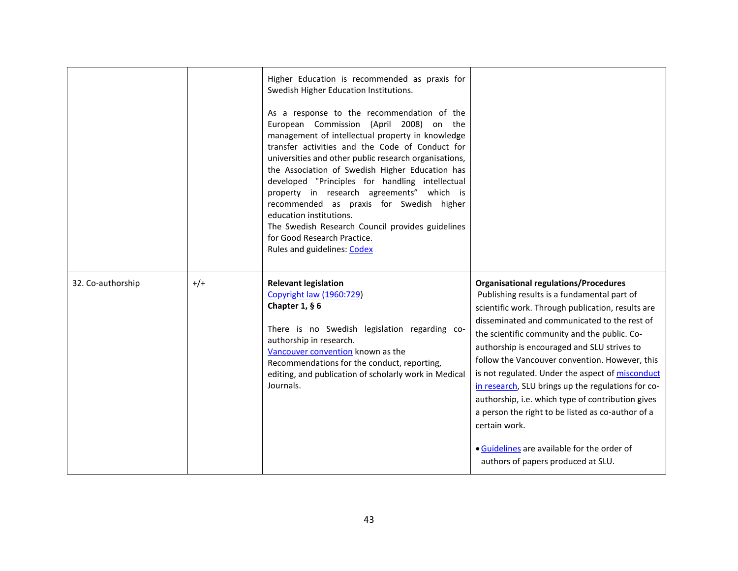| | | | |
|---|---|---|---|
| | | Higher Education is recommended as praxis for Swedish Higher Education Institutions.<br><br>As a response to the recommendation of the European Commission (April 2008) on the management of intellectual property in knowledge transfer activities and the Code of Conduct for universities and other public research organisations, the Association of Swedish Higher Education has developed "Principles for handling intellectual property in research agreements" which is recommended as praxis for Swedish higher education institutions.<br>The Swedish Research Council provides guidelines for Good Research Practice.<br>Rules and guidelines: Codex | |
| 32. Co-authorship | +/+ | **Relevant legislation**<br>Copyright law (1960:729)<br>**Chapter 1, § 6**<br><br>There is no Swedish legislation regarding co-authorship in research.<br>Vancouver convention known as the Recommendations for the conduct, reporting, editing, and publication of scholarly work in Medical Journals. | **Organisational regulations/Procedures**<br>Publishing results is a fundamental part of scientific work. Through publication, results are disseminated and communicated to the rest of the scientific community and the public. Co-authorship is encouraged and SLU strives to follow the Vancouver convention. However, this is not regulated. Under the aspect of misconduct in research, SLU brings up the regulations for co-authorship, i.e. which type of contribution gives a person the right to be listed as co-author of a certain work.<br><br>• Guidelines are available for the order of authors of papers produced at SLU. |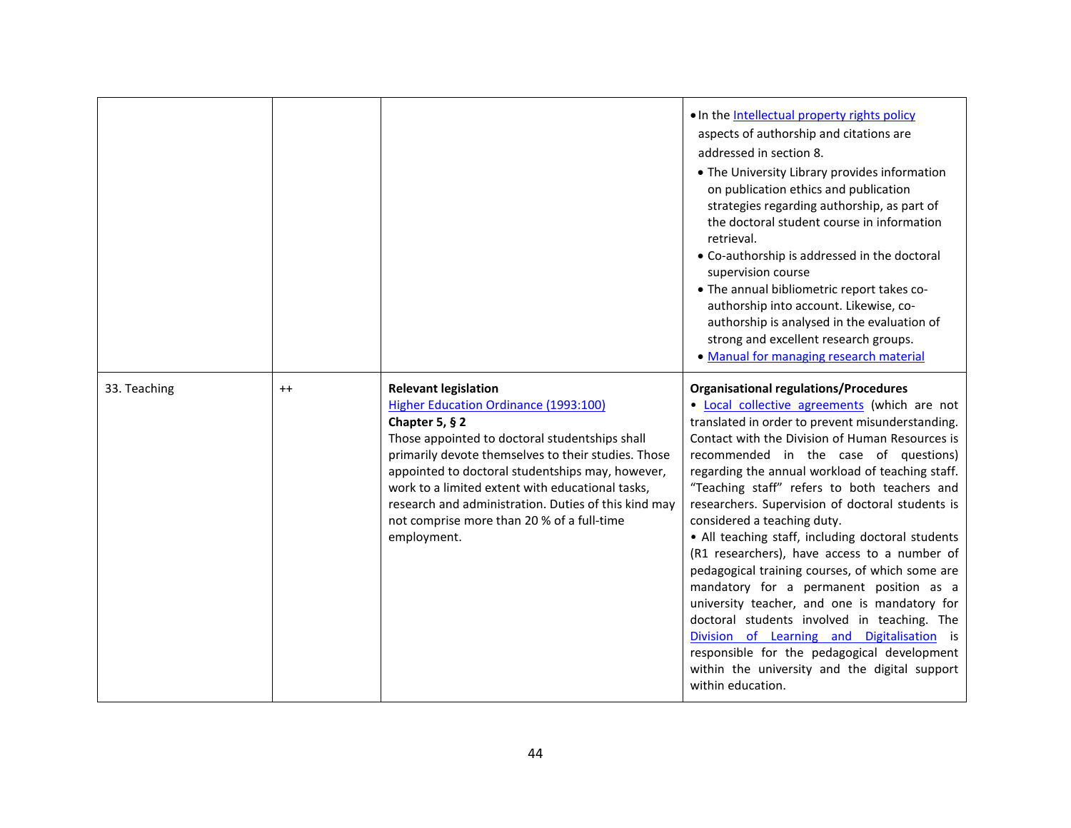| | | | |
|---|---|---|---|
| | | | • In the Intellectual property rights policy aspects of authorship and citations are addressed in section 8.<br>• The University Library provides information on publication ethics and publication strategies regarding authorship, as part of the doctoral student course in information retrieval.<br>• Co-authorship is addressed in the doctoral supervision course<br>• The annual bibliometric report takes co-authorship into account. Likewise, co-authorship is analysed in the evaluation of strong and excellent research groups.<br>• Manual for managing research material |
| 33. Teaching | ++ | **Relevant legislation**<br>Higher Education Ordinance (1993:100)<br>**Chapter 5, § 2**<br>Those appointed to doctoral studentships shall primarily devote themselves to their studies. Those appointed to doctoral studentships may, however, work to a limited extent with educational tasks, research and administration. Duties of this kind may not comprise more than 20 % of a full-time employment. | **Organisational regulations/Procedures**<br>• Local collective agreements (which are not translated in order to prevent misunderstanding. Contact with the Division of Human Resources is recommended in the case of questions) regarding the annual workload of teaching staff. "Teaching staff" refers to both teachers and researchers. Supervision of doctoral students is considered a teaching duty.<br>• All teaching staff, including doctoral students (R1 researchers), have access to a number of pedagogical training courses, of which some are mandatory for a permanent position as a university teacher, and one is mandatory for doctoral students involved in teaching. The Division of Learning and Digitalisation is responsible for the pedagogical development within the university and the digital support within education. |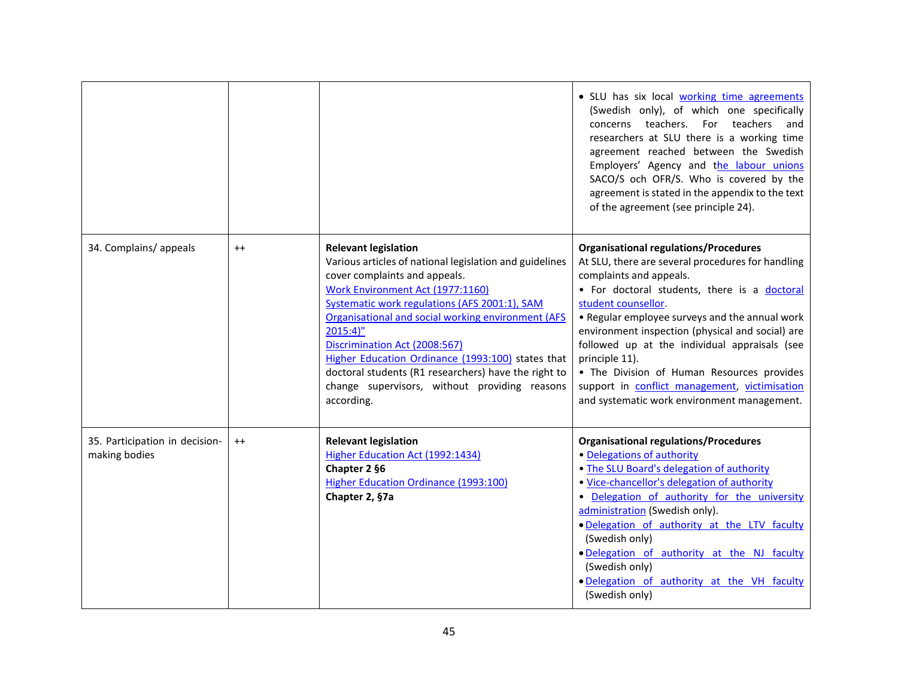| | | | |
|---|---|---|---|
| | | | • SLU has six local working time agreements (Swedish only), of which one specifically concerns teachers. For teachers and researchers at SLU there is a working time agreement reached between the Swedish Employers' Agency and the labour unions SACO/S och OFR/S. Who is covered by the agreement is stated in the appendix to the text of the agreement (see principle 24). |
| 34. Complains/ appeals | ++ | **Relevant legislation**<br>Various articles of national legislation and guidelines cover complaints and appeals.<br>Work Environment Act (1977:1160)<br>Systematic work regulations (AFS 2001:1), SAM<br>Organisational and social working environment (AFS 2015:4)"<br>Discrimination Act (2008:567)<br>Higher Education Ordinance (1993:100) states that doctoral students (R1 researchers) have the right to change supervisors, without providing reasons according. | **Organisational regulations/Procedures**<br>At SLU, there are several procedures for handling complaints and appeals.<br>• For doctoral students, there is a doctoral student counsellor.<br>• Regular employee surveys and the annual work environment inspection (physical and social) are followed up at the individual appraisals (see principle 11).<br>• The Division of Human Resources provides support in conflict management, victimisation and systematic work environment management. |
| 35. Participation in decision-making bodies | ++ | **Relevant legislation**<br>Higher Education Act (1992:1434)<br>**Chapter 2 §6**<br>Higher Education Ordinance (1993:100)<br>**Chapter 2, §7a** | **Organisational regulations/Procedures**<br>• Delegations of authority<br>• The SLU Board's delegation of authority<br>• Vice-chancellor's delegation of authority<br>• Delegation of authority for the university administration (Swedish only).<br>• Delegation of authority at the LTV faculty (Swedish only)<br>• Delegation of authority at the NJ faculty (Swedish only)<br>• Delegation of authority at the VH faculty (Swedish only) |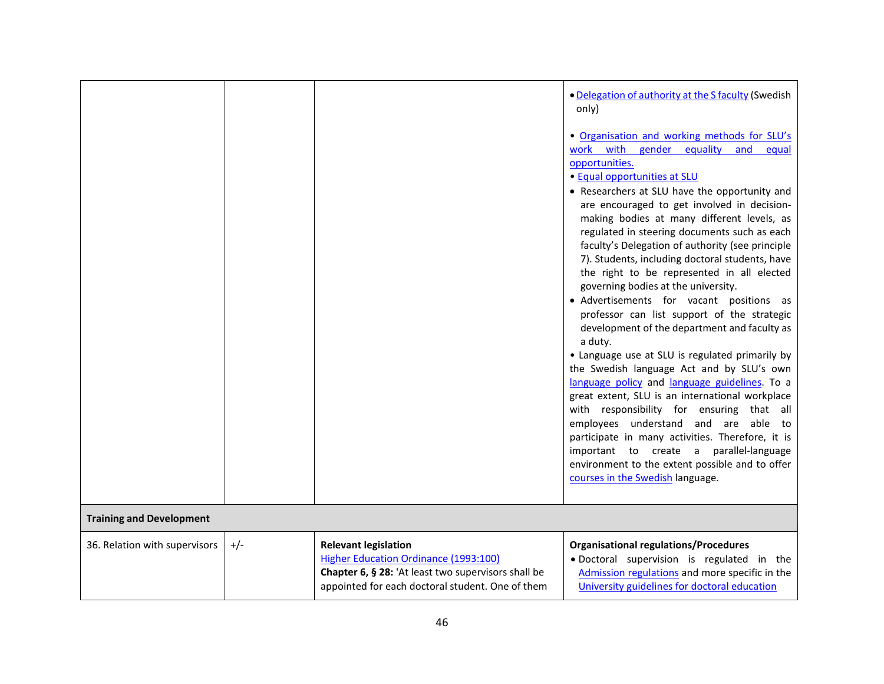| | | | |
|---|---|---|---|
| | | | • Delegation of authority at the S faculty (Swedish only)<br><br>• Organisation and working methods for SLU's work with gender equality and equal opportunities.<br>• Equal opportunities at SLU<br>• Researchers at SLU have the opportunity and are encouraged to get involved in decision-making bodies at many different levels, as regulated in steering documents such as each faculty's Delegation of authority (see principle 7). Students, including doctoral students, have the right to be represented in all elected governing bodies at the university.<br>• Advertisements for vacant positions as professor can list support of the strategic development of the department and faculty as a duty.<br>• Language use at SLU is regulated primarily by the Swedish language Act and by SLU's own language policy and language guidelines. To a great extent, SLU is an international workplace with responsibility for ensuring that all employees understand and are able to participate in many activities. Therefore, it is important to create a parallel-language environment to the extent possible and to offer courses in the Swedish language. |
| **Training and Development** | | | |
| 36. Relation with supervisors | +/- | **Relevant legislation**<br>Higher Education Ordinance (1993:100)<br>**Chapter 6, § 28:** 'At least two supervisors shall be appointed for each doctoral student. One of them | **Organisational regulations/Procedures**<br>• Doctoral supervision is regulated in the Admission regulations and more specific in the University guidelines for doctoral education |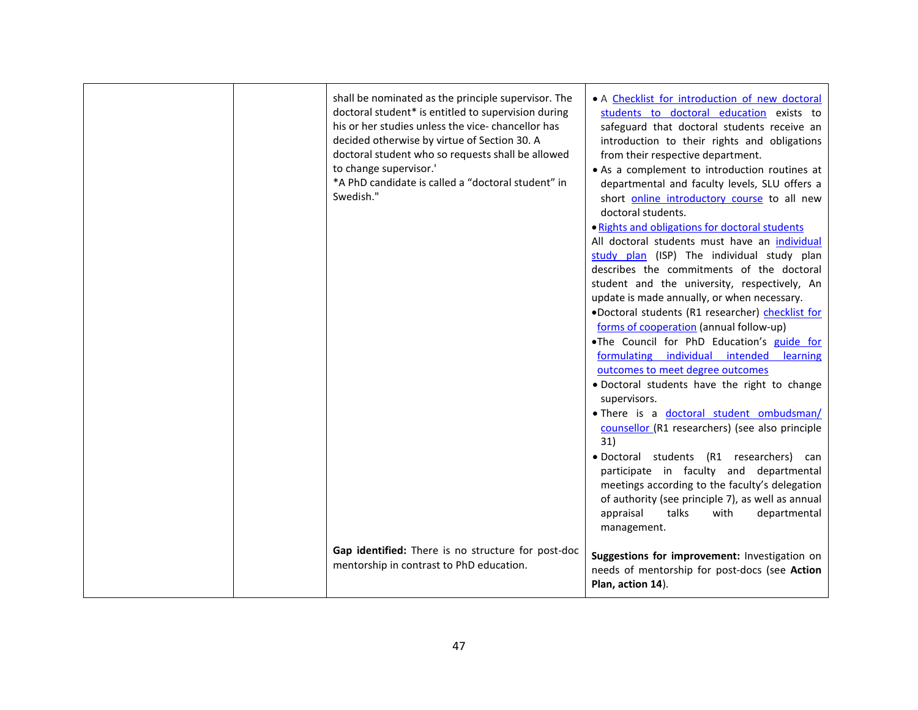| | | | |
|---|---|---|---|
| | | shall be nominated as the principle supervisor. The doctoral student* is entitled to supervision during his or her studies unless the vice- chancellor has decided otherwise by virtue of Section 30. A doctoral student who so requests shall be allowed to change supervisor.'<br>*A PhD candidate is called a "doctoral student" in Swedish." | • A Checklist for introduction of new doctoral students to doctoral education exists to safeguard that doctoral students receive an introduction to their rights and obligations from their respective department.<br>• As a complement to introduction routines at departmental and faculty levels, SLU offers a short online introductory course to all new doctoral students.<br>• Rights and obligations for doctoral students<br>All doctoral students must have an individual study plan (ISP) The individual study plan describes the commitments of the doctoral student and the university, respectively, An update is made annually, or when necessary.<br>• Doctoral students (R1 researcher) checklist for forms of cooperation (annual follow-up)<br>• The Council for PhD Education's guide for formulating individual intended learning outcomes to meet degree outcomes<br>• Doctoral students have the right to change supervisors.<br>• There is a doctoral student ombudsman/ counsellor (R1 researchers) (see also principle 31)<br>• Doctoral students (R1 researchers) can participate in faculty and departmental meetings according to the faculty's delegation of authority (see principle 7), as well as annual appraisal talks with departmental management. |
| | | **Gap identified:** There is no structure for post-doc mentorship in contrast to PhD education. | **Suggestions for improvement:** Investigation on needs of mentorship for post-docs (see **Action Plan, action 14**). |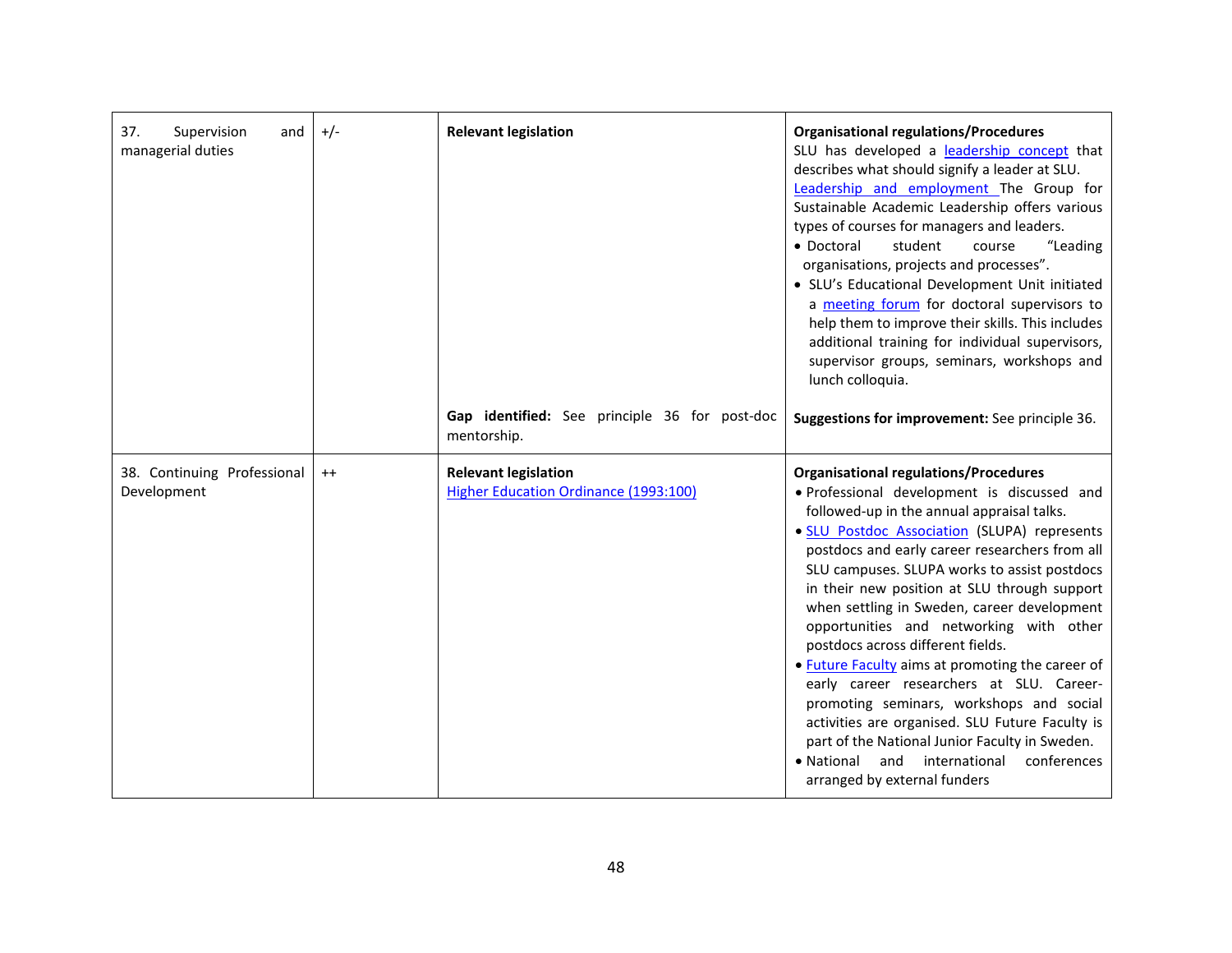| | | | |
|---|---|---|---|
| 37. Supervision and managerial duties | +/- | **Relevant legislation**<br><br>**Gap identified:** See principle 36 for post-doc mentorship. | **Organisational regulations/Procedures**<br>SLU has developed a leadership concept that describes what should signify a leader at SLU. Leadership and employment The Group for Sustainable Academic Leadership offers various types of courses for managers and leaders.<br>• Doctoral student course "Leading organisations, projects and processes".<br>• SLU's Educational Development Unit initiated a meeting forum for doctoral supervisors to help them to improve their skills. This includes additional training for individual supervisors, supervisor groups, seminars, workshops and lunch colloquia.<br><br>**Suggestions for improvement:** See principle 36. |
| 38. Continuing Professional Development | ++ | **Relevant legislation**<br>Higher Education Ordinance (1993:100) | **Organisational regulations/Procedures**<br>• Professional development is discussed and followed-up in the annual appraisal talks.<br>• SLU Postdoc Association (SLUPA) represents postdocs and early career researchers from all SLU campuses. SLUPA works to assist postdocs in their new position at SLU through support when settling in Sweden, career development opportunities and networking with other postdocs across different fields.<br>• Future Faculty aims at promoting the career of early career researchers at SLU. Career-promoting seminars, workshops and social activities are organised. SLU Future Faculty is part of the National Junior Faculty in Sweden.<br>• National and international conferences arranged by external funders |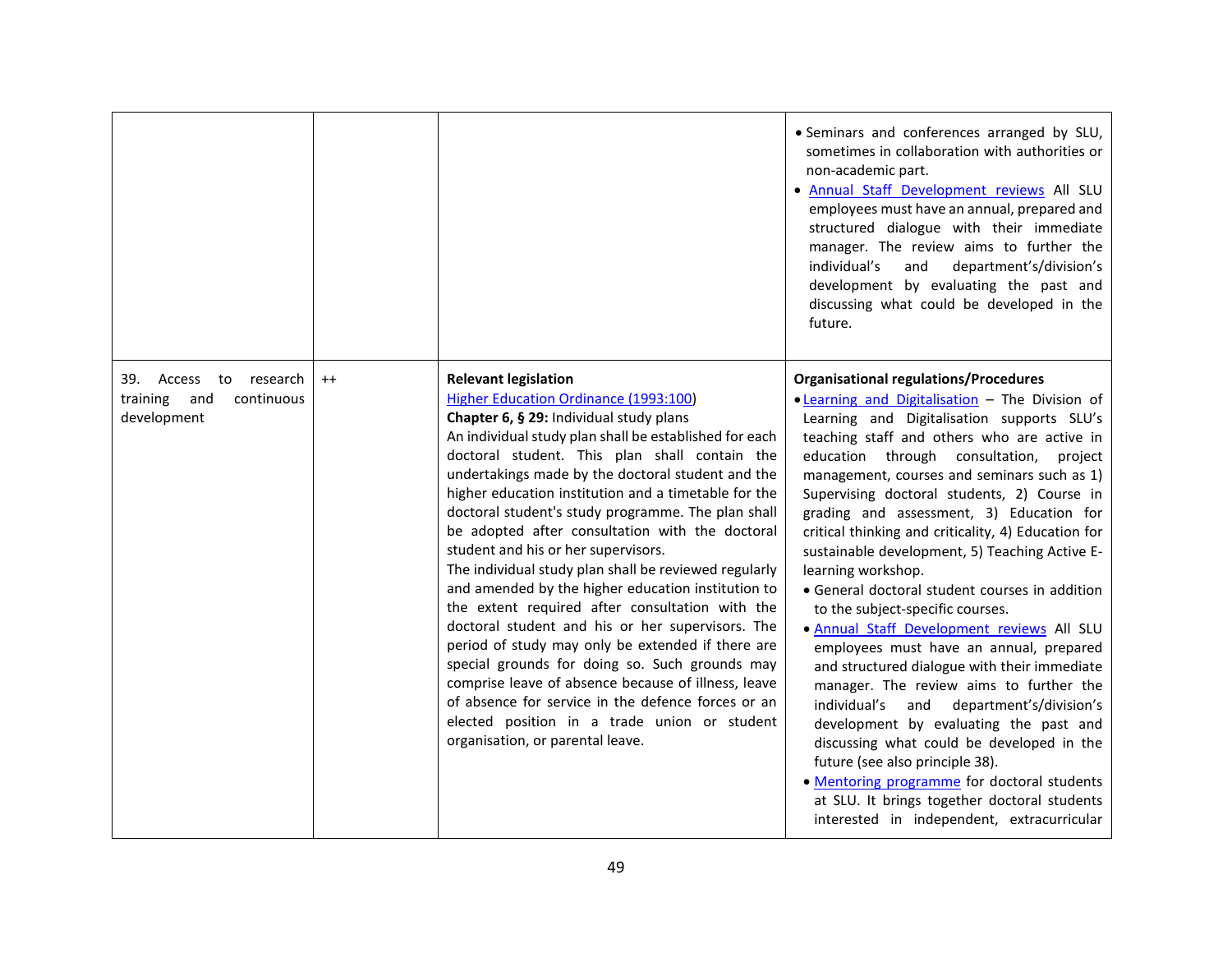| | | | |
|---|---|---|---|
| | | | • Seminars and conferences arranged by SLU, sometimes in collaboration with authorities or non-academic part.<br>• Annual Staff Development reviews All SLU employees must have an annual, prepared and structured dialogue with their immediate manager. The review aims to further the individual's and department's/division's development by evaluating the past and discussing what could be developed in the future. |
| 39. Access to research training and continuous development | ++ | **Relevant legislation**<br>Higher Education Ordinance (1993:100)<br>**Chapter 6, § 29:** Individual study plans<br>An individual study plan shall be established for each doctoral student. This plan shall contain the undertakings made by the doctoral student and the higher education institution and a timetable for the doctoral student's study programme. The plan shall be adopted after consultation with the doctoral student and his or her supervisors.<br>The individual study plan shall be reviewed regularly and amended by the higher education institution to the extent required after consultation with the doctoral student and his or her supervisors. The period of study may only be extended if there are special grounds for doing so. Such grounds may comprise leave of absence because of illness, leave of absence for service in the defence forces or an elected position in a trade union or student organisation, or parental leave. | **Organisational regulations/Procedures**<br>• Learning and Digitalisation – The Division of Learning and Digitalisation supports SLU's teaching staff and others who are active in education through consultation, project management, courses and seminars such as 1) Supervising doctoral students, 2) Course in grading and assessment, 3) Education for critical thinking and criticality, 4) Education for sustainable development, 5) Teaching Active E-learning workshop.<br>• General doctoral student courses in addition to the subject-specific courses.<br>• Annual Staff Development reviews All SLU employees must have an annual, prepared and structured dialogue with their immediate manager. The review aims to further the individual's and department's/division's development by evaluating the past and discussing what could be developed in the future (see also principle 38).<br>• Mentoring programme for doctoral students at SLU. It brings together doctoral students interested in independent, extracurricular |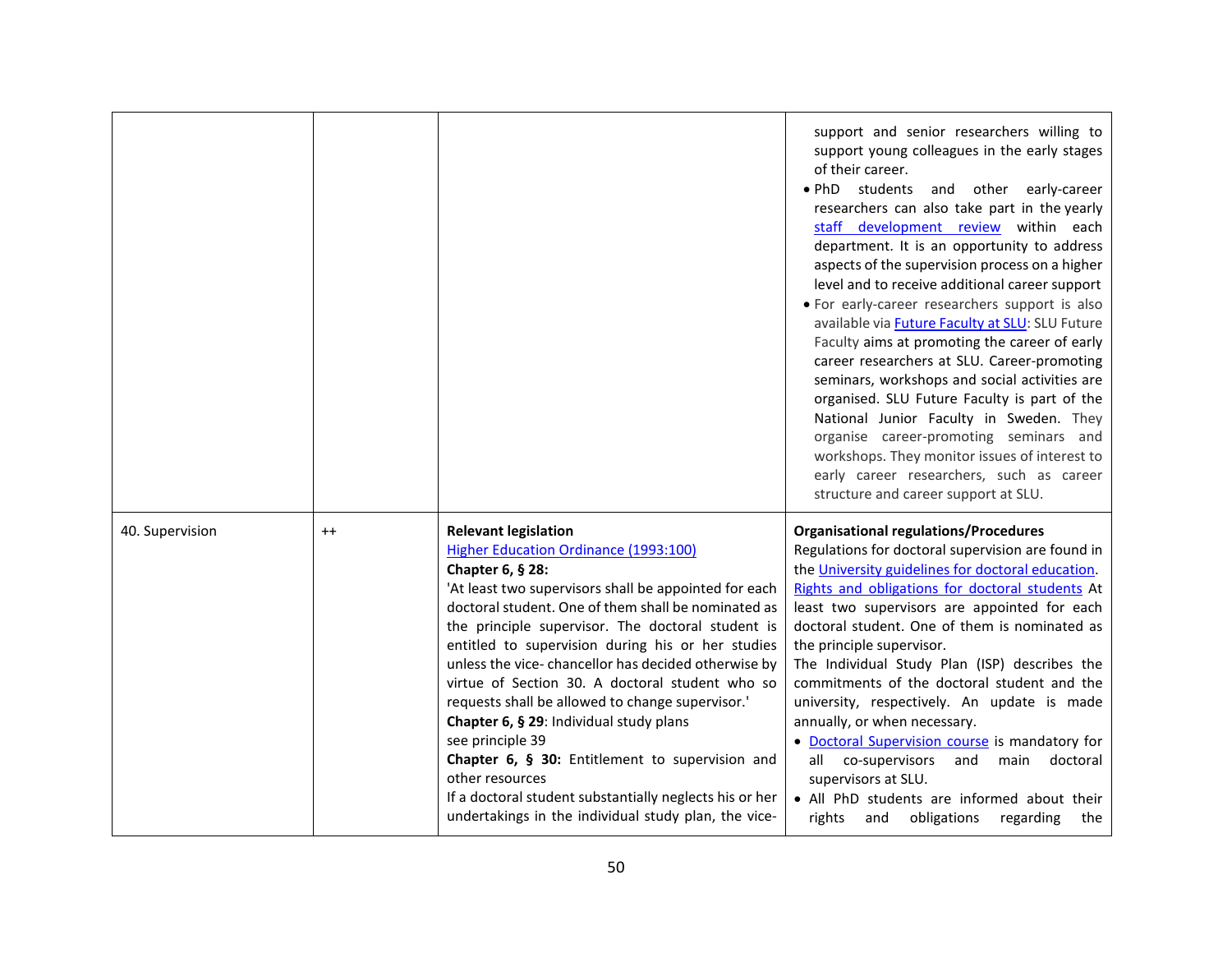| | | | |
|---|---|---|---|
| | | | support and senior researchers willing to support young colleagues in the early stages of their career.<br>• PhD students and other early-career researchers can also take part in the yearly staff development review within each department. It is an opportunity to address aspects of the supervision process on a higher level and to receive additional career support<br>• For early-career researchers support is also available via Future Faculty at SLU: SLU Future Faculty aims at promoting the career of early career researchers at SLU. Career-promoting seminars, workshops and social activities are organised. SLU Future Faculty is part of the National Junior Faculty in Sweden. They organise career-promoting seminars and workshops. They monitor issues of interest to early career researchers, such as career structure and career support at SLU. |
| 40. Supervision | ++ | **Relevant legislation**<br>Higher Education Ordinance (1993:100)<br>**Chapter 6, § 28:**<br>'At least two supervisors shall be appointed for each doctoral student. One of them shall be nominated as the principle supervisor. The doctoral student is entitled to supervision during his or her studies unless the vice- chancellor has decided otherwise by virtue of Section 30. A doctoral student who so requests shall be allowed to change supervisor.'<br>**Chapter 6, § 29**: Individual study plans<br>see principle 39<br>**Chapter 6, § 30:** Entitlement to supervision and other resources<br>If a doctoral student substantially neglects his or her undertakings in the individual study plan, the vice- | **Organisational regulations/Procedures**<br>Regulations for doctoral supervision are found in the University guidelines for doctoral education. Rights and obligations for doctoral students At least two supervisors are appointed for each doctoral student. One of them is nominated as the principle supervisor.<br>The Individual Study Plan (ISP) describes the commitments of the doctoral student and the university, respectively. An update is made annually, or when necessary.<br>• Doctoral Supervision course is mandatory for all co-supervisors and main doctoral supervisors at SLU.<br>• All PhD students are informed about their rights and obligations regarding the |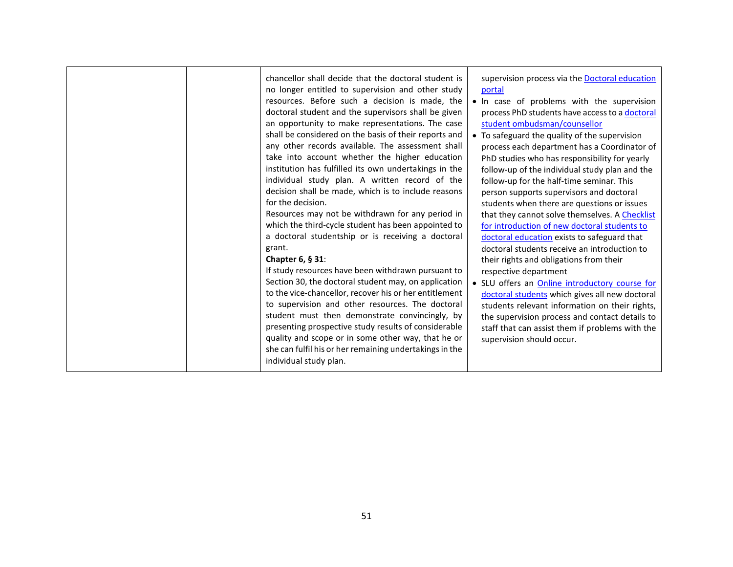| | | | |
|---|---|---|---|
| | | chancellor shall decide that the doctoral student is no longer entitled to supervision and other study resources. Before such a decision is made, the doctoral student and the supervisors shall be given an opportunity to make representations. The case shall be considered on the basis of their reports and any other records available. The assessment shall take into account whether the higher education institution has fulfilled its own undertakings in the individual study plan. A written record of the decision shall be made, which is to include reasons for the decision.<br>Resources may not be withdrawn for any period in which the third-cycle student has been appointed to a doctoral studentship or is receiving a doctoral grant.<br>**Chapter 6, § 31**:<br>If study resources have been withdrawn pursuant to Section 30, the doctoral student may, on application to the vice-chancellor, recover his or her entitlement to supervision and other resources. The doctoral student must then demonstrate convincingly, by presenting prospective study results of considerable quality and scope or in some other way, that he or she can fulfil his or her remaining undertakings in the individual study plan. | supervision process via the Doctoral education portal<br>• In case of problems with the supervision process PhD students have access to a doctoral student ombudsman/counsellor<br>• To safeguard the quality of the supervision process each department has a Coordinator of PhD studies who has responsibility for yearly follow-up of the individual study plan and the follow-up for the half-time seminar. This person supports supervisors and doctoral students when there are questions or issues that they cannot solve themselves. A Checklist for introduction of new doctoral students to doctoral education exists to safeguard that doctoral students receive an introduction to their rights and obligations from their respective department<br>• SLU offers an Online introductory course for doctoral students which gives all new doctoral students relevant information on their rights, the supervision process and contact details to staff that can assist them if problems with the supervision should occur. |